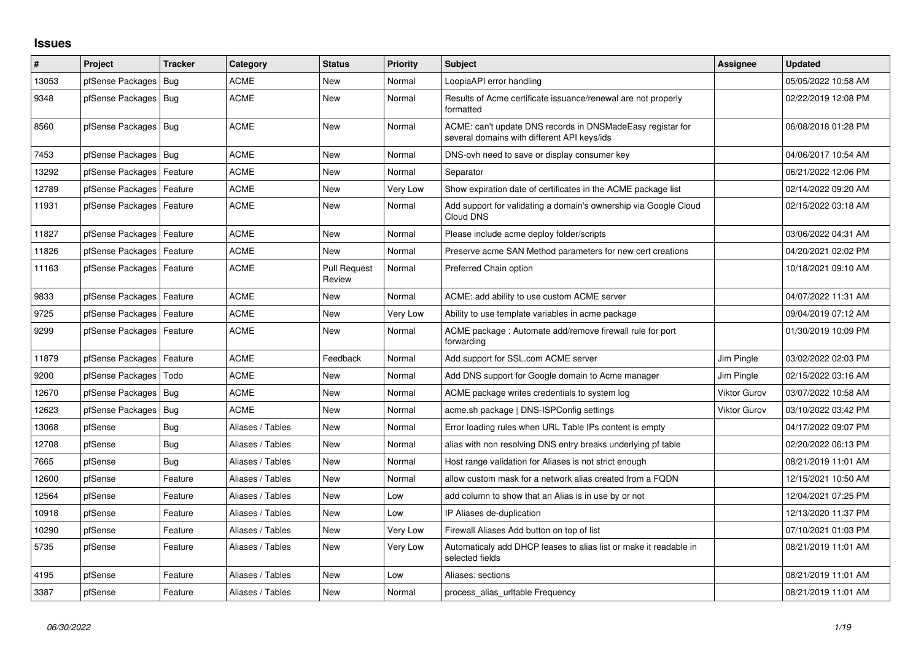## Issues

| # | Project | Tracker | Category | Status | Priority | Subject | Assignee | Updated |
|---|---|---|---|---|---|---|---|---|
| 13053 | pfSense Packages | Bug | ACME | New | Normal | LoopiaAPI error handling | | 05/05/2022 10:58 AM |
| 9348 | pfSense Packages | Bug | ACME | New | Normal | Results of Acme certificate issuance/renewal are not properly formatted | | 02/22/2019 12:08 PM |
| 8560 | pfSense Packages | Bug | ACME | New | Normal | ACME: can't update DNS records in DNSMadeEasy registar for several domains with different API keys/ids | | 06/08/2018 01:28 PM |
| 7453 | pfSense Packages | Bug | ACME | New | Normal | DNS-ovh need to save or display consumer key | | 04/06/2017 10:54 AM |
| 13292 | pfSense Packages | Feature | ACME | New | Normal | Separator | | 06/21/2022 12:06 PM |
| 12789 | pfSense Packages | Feature | ACME | New | Very Low | Show expiration date of certificates in the ACME package list | | 02/14/2022 09:20 AM |
| 11931 | pfSense Packages | Feature | ACME | New | Normal | Add support for validating a domain's ownership via Google Cloud Cloud DNS | | 02/15/2022 03:18 AM |
| 11827 | pfSense Packages | Feature | ACME | New | Normal | Please include acme deploy folder/scripts | | 03/06/2022 04:31 AM |
| 11826 | pfSense Packages | Feature | ACME | New | Normal | Preserve acme SAN Method parameters for new cert creations | | 04/20/2021 02:02 PM |
| 11163 | pfSense Packages | Feature | ACME | Pull Request Review | Normal | Preferred Chain option | | 10/18/2021 09:10 AM |
| 9833 | pfSense Packages | Feature | ACME | New | Normal | ACME: add ability to use custom ACME server | | 04/07/2022 11:31 AM |
| 9725 | pfSense Packages | Feature | ACME | New | Very Low | Ability to use template variables in acme package | | 09/04/2019 07:12 AM |
| 9299 | pfSense Packages | Feature | ACME | New | Normal | ACME package : Automate add/remove firewall rule for port forwarding | | 01/30/2019 10:09 PM |
| 11879 | pfSense Packages | Feature | ACME | Feedback | Normal | Add support for SSL.com ACME server | Jim Pingle | 03/02/2022 02:03 PM |
| 9200 | pfSense Packages | Todo | ACME | New | Normal | Add DNS support for Google domain to Acme manager | Jim Pingle | 02/15/2022 03:16 AM |
| 12670 | pfSense Packages | Bug | ACME | New | Normal | ACME package writes credentials to system log | Viktor Gurov | 03/07/2022 10:58 AM |
| 12623 | pfSense Packages | Bug | ACME | New | Normal | acme.sh package \| DNS-ISPConfig settings | Viktor Gurov | 03/10/2022 03:42 PM |
| 13068 | pfSense | Bug | Aliases / Tables | New | Normal | Error loading rules when URL Table IPs content is empty | | 04/17/2022 09:07 PM |
| 12708 | pfSense | Bug | Aliases / Tables | New | Normal | alias with non resolving DNS entry breaks underlying pf table | | 02/20/2022 06:13 PM |
| 7665 | pfSense | Bug | Aliases / Tables | New | Normal | Host range validation for Aliases is not strict enough | | 08/21/2019 11:01 AM |
| 12600 | pfSense | Feature | Aliases / Tables | New | Normal | allow custom mask for a network alias created from a FQDN | | 12/15/2021 10:50 AM |
| 12564 | pfSense | Feature | Aliases / Tables | New | Low | add column to show that an Alias is in use by or not | | 12/04/2021 07:25 PM |
| 10918 | pfSense | Feature | Aliases / Tables | New | Low | IP Aliases de-duplication | | 12/13/2020 11:37 PM |
| 10290 | pfSense | Feature | Aliases / Tables | New | Very Low | Firewall Aliases Add button on top of list | | 07/10/2021 01:03 PM |
| 5735 | pfSense | Feature | Aliases / Tables | New | Very Low | Automaticaly add DHCP leases to alias list or make it readable in selected fields | | 08/21/2019 11:01 AM |
| 4195 | pfSense | Feature | Aliases / Tables | New | Low | Aliases: sections | | 08/21/2019 11:01 AM |
| 3387 | pfSense | Feature | Aliases / Tables | New | Normal | process_alias_urltable Frequency | | 08/21/2019 11:01 AM |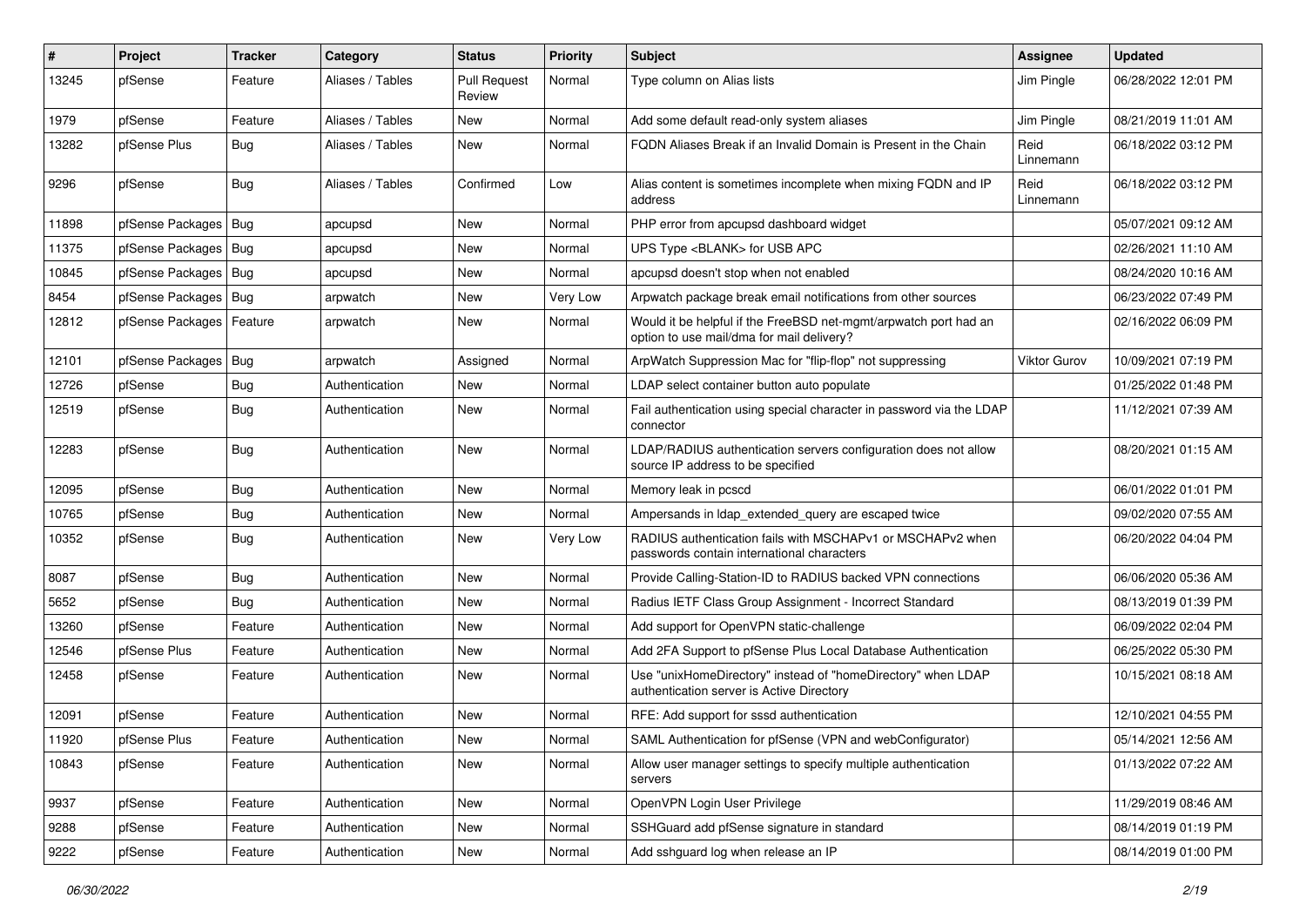| # | Project | Tracker | Category | Status | Priority | Subject | Assignee | Updated |
|---|---|---|---|---|---|---|---|---|
| 13245 | pfSense | Feature | Aliases / Tables | Pull Request Review | Normal | Type column on Alias lists | Jim Pingle | 06/28/2022 12:01 PM |
| 1979 | pfSense | Feature | Aliases / Tables | New | Normal | Add some default read-only system aliases | Jim Pingle | 08/21/2019 11:01 AM |
| 13282 | pfSense Plus | Bug | Aliases / Tables | New | Normal | FQDN Aliases Break if an Invalid Domain is Present in the Chain | Reid Linnemann | 06/18/2022 03:12 PM |
| 9296 | pfSense | Bug | Aliases / Tables | Confirmed | Low | Alias content is sometimes incomplete when mixing FQDN and IP address | Reid Linnemann | 06/18/2022 03:12 PM |
| 11898 | pfSense Packages | Bug | apcupsd | New | Normal | PHP error from apcupsd dashboard widget | | 05/07/2021 09:12 AM |
| 11375 | pfSense Packages | Bug | apcupsd | New | Normal | UPS Type <BLANK> for USB APC | | 02/26/2021 11:10 AM |
| 10845 | pfSense Packages | Bug | apcupsd | New | Normal | apcupsd doesn't stop when not enabled | | 08/24/2020 10:16 AM |
| 8454 | pfSense Packages | Bug | arpwatch | New | Very Low | Arpwatch package break email notifications from other sources | | 06/23/2022 07:49 PM |
| 12812 | pfSense Packages | Feature | arpwatch | New | Normal | Would it be helpful if the FreeBSD net-mgmt/arpwatch port had an option to use mail/dma for mail delivery? | | 02/16/2022 06:09 PM |
| 12101 | pfSense Packages | Bug | arpwatch | Assigned | Normal | ArpWatch Suppression Mac for "flip-flop" not suppressing | Viktor Gurov | 10/09/2021 07:19 PM |
| 12726 | pfSense | Bug | Authentication | New | Normal | LDAP select container button auto populate | | 01/25/2022 01:48 PM |
| 12519 | pfSense | Bug | Authentication | New | Normal | Fail authentication using special character in password via the LDAP connector | | 11/12/2021 07:39 AM |
| 12283 | pfSense | Bug | Authentication | New | Normal | LDAP/RADIUS authentication servers configuration does not allow source IP address to be specified | | 08/20/2021 01:15 AM |
| 12095 | pfSense | Bug | Authentication | New | Normal | Memory leak in pcscd | | 06/01/2022 01:01 PM |
| 10765 | pfSense | Bug | Authentication | New | Normal | Ampersands in ldap_extended_query are escaped twice | | 09/02/2020 07:55 AM |
| 10352 | pfSense | Bug | Authentication | New | Very Low | RADIUS authentication fails with MSCHAPv1 or MSCHAPv2 when passwords contain international characters | | 06/20/2022 04:04 PM |
| 8087 | pfSense | Bug | Authentication | New | Normal | Provide Calling-Station-ID to RADIUS backed VPN connections | | 06/06/2020 05:36 AM |
| 5652 | pfSense | Bug | Authentication | New | Normal | Radius IETF Class Group Assignment - Incorrect Standard | | 08/13/2019 01:39 PM |
| 13260 | pfSense | Feature | Authentication | New | Normal | Add support for OpenVPN static-challenge | | 06/09/2022 02:04 PM |
| 12546 | pfSense Plus | Feature | Authentication | New | Normal | Add 2FA Support to pfSense Plus Local Database Authentication | | 06/25/2022 05:30 PM |
| 12458 | pfSense | Feature | Authentication | New | Normal | Use "unixHomeDirectory" instead of "homeDirectory" when LDAP authentication server is Active Directory | | 10/15/2021 08:18 AM |
| 12091 | pfSense | Feature | Authentication | New | Normal | RFE: Add support for sssd authentication | | 12/10/2021 04:55 PM |
| 11920 | pfSense Plus | Feature | Authentication | New | Normal | SAML Authentication for pfSense (VPN and webConfigurator) | | 05/14/2021 12:56 AM |
| 10843 | pfSense | Feature | Authentication | New | Normal | Allow user manager settings to specify multiple authentication servers | | 01/13/2022 07:22 AM |
| 9937 | pfSense | Feature | Authentication | New | Normal | OpenVPN Login User Privilege | | 11/29/2019 08:46 AM |
| 9288 | pfSense | Feature | Authentication | New | Normal | SSHGuard add pfSense signature in standard | | 08/14/2019 01:19 PM |
| 9222 | pfSense | Feature | Authentication | New | Normal | Add sshguard log when release an IP | | 08/14/2019 01:00 PM |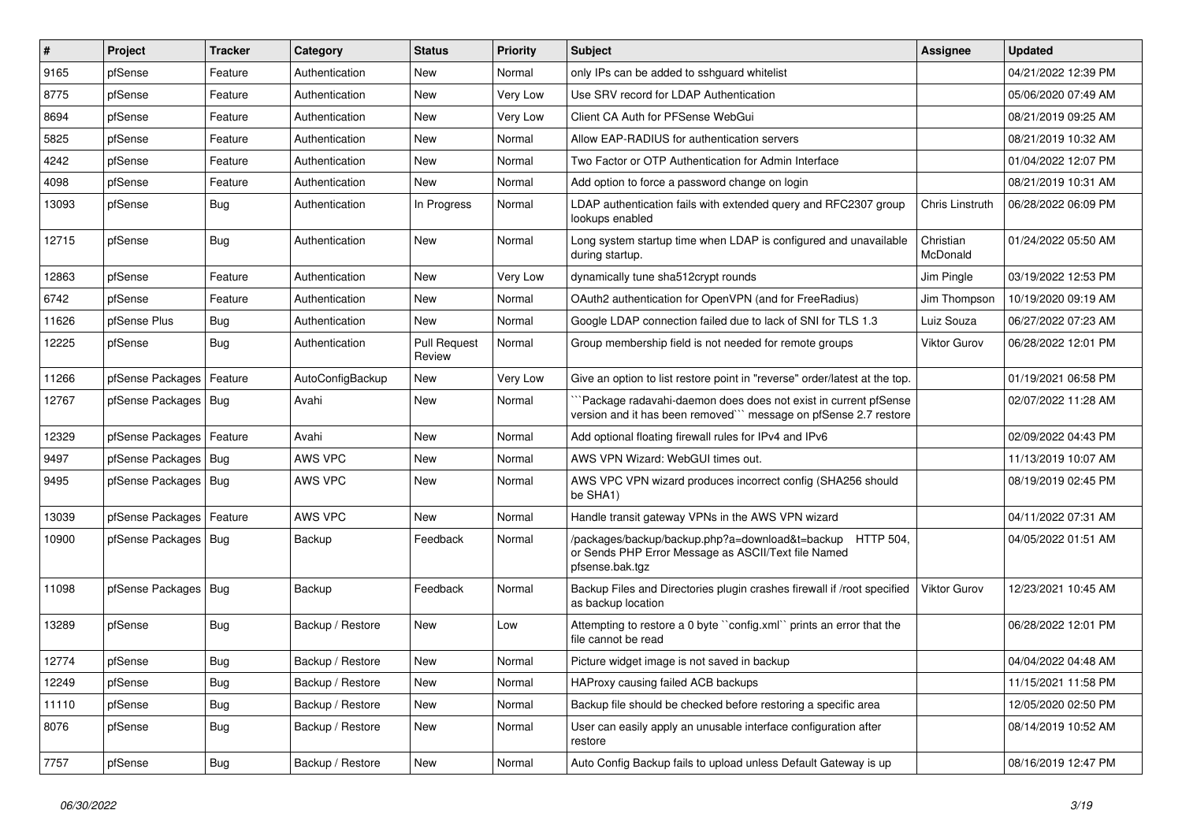| # | Project | Tracker | Category | Status | Priority | Subject | Assignee | Updated |
|---|---|---|---|---|---|---|---|---|
| 9165 | pfSense | Feature | Authentication | New | Normal | only IPs can be added to sshguard whitelist | | 04/21/2022 12:39 PM |
| 8775 | pfSense | Feature | Authentication | New | Very Low | Use SRV record for LDAP Authentication | | 05/06/2020 07:49 AM |
| 8694 | pfSense | Feature | Authentication | New | Very Low | Client CA Auth for PFSense WebGui | | 08/21/2019 09:25 AM |
| 5825 | pfSense | Feature | Authentication | New | Normal | Allow EAP-RADIUS for authentication servers | | 08/21/2019 10:32 AM |
| 4242 | pfSense | Feature | Authentication | New | Normal | Two Factor or OTP Authentication for Admin Interface | | 01/04/2022 12:07 PM |
| 4098 | pfSense | Feature | Authentication | New | Normal | Add option to force a password change on login | | 08/21/2019 10:31 AM |
| 13093 | pfSense | Bug | Authentication | In Progress | Normal | LDAP authentication fails with extended query and RFC2307 group lookups enabled | Chris Linstruth | 06/28/2022 06:09 PM |
| 12715 | pfSense | Bug | Authentication | New | Normal | Long system startup time when LDAP is configured and unavailable during startup. | Christian McDonald | 01/24/2022 05:50 AM |
| 12863 | pfSense | Feature | Authentication | New | Very Low | dynamically tune sha512crypt rounds | Jim Pingle | 03/19/2022 12:53 PM |
| 6742 | pfSense | Feature | Authentication | New | Normal | OAuth2 authentication for OpenVPN (and for FreeRadius) | Jim Thompson | 10/19/2020 09:19 AM |
| 11626 | pfSense Plus | Bug | Authentication | New | Normal | Google LDAP connection failed due to lack of SNI for TLS 1.3 | Luiz Souza | 06/27/2022 07:23 AM |
| 12225 | pfSense | Bug | Authentication | Pull Request Review | Normal | Group membership field is not needed for remote groups | Viktor Gurov | 06/28/2022 12:01 PM |
| 11266 | pfSense Packages | Feature | AutoConfigBackup | New | Very Low | Give an option to list restore point in "reverse" order/latest at the top. | | 01/19/2021 06:58 PM |
| 12767 | pfSense Packages | Bug | Avahi | New | Normal | ```Package radavahi-daemon does does not exist in current pfSense version and it has been removed``` message on pfSense 2.7 restore | | 02/07/2022 11:28 AM |
| 12329 | pfSense Packages | Feature | Avahi | New | Normal | Add optional floating firewall rules for IPv4 and IPv6 | | 02/09/2022 04:43 PM |
| 9497 | pfSense Packages | Bug | AWS VPC | New | Normal | AWS VPN Wizard: WebGUI times out. | | 11/13/2019 10:07 AM |
| 9495 | pfSense Packages | Bug | AWS VPC | New | Normal | AWS VPC VPN wizard produces incorrect config (SHA256 should be SHA1) | | 08/19/2019 02:45 PM |
| 13039 | pfSense Packages | Feature | AWS VPC | New | Normal | Handle transit gateway VPNs in the AWS VPN wizard | | 04/11/2022 07:31 AM |
| 10900 | pfSense Packages | Bug | Backup | Feedback | Normal | /packages/backup/backup.php?a=download&t=backup HTTP 504, or Sends PHP Error Message as ASCII/Text file Named pfsense.bak.tgz | | 04/05/2022 01:51 AM |
| 11098 | pfSense Packages | Bug | Backup | Feedback | Normal | Backup Files and Directories plugin crashes firewall if /root specified as backup location | Viktor Gurov | 12/23/2021 10:45 AM |
| 13289 | pfSense | Bug | Backup / Restore | New | Low | Attempting to restore a 0 byte ``config.xml`` prints an error that the file cannot be read | | 06/28/2022 12:01 PM |
| 12774 | pfSense | Bug | Backup / Restore | New | Normal | Picture widget image is not saved in backup | | 04/04/2022 04:48 AM |
| 12249 | pfSense | Bug | Backup / Restore | New | Normal | HAProxy causing failed ACB backups | | 11/15/2021 11:58 PM |
| 11110 | pfSense | Bug | Backup / Restore | New | Normal | Backup file should be checked before restoring a specific area | | 12/05/2020 02:50 PM |
| 8076 | pfSense | Bug | Backup / Restore | New | Normal | User can easily apply an unusable interface configuration after restore | | 08/14/2019 10:52 AM |
| 7757 | pfSense | Bug | Backup / Restore | New | Normal | Auto Config Backup fails to upload unless Default Gateway is up | | 08/16/2019 12:47 PM |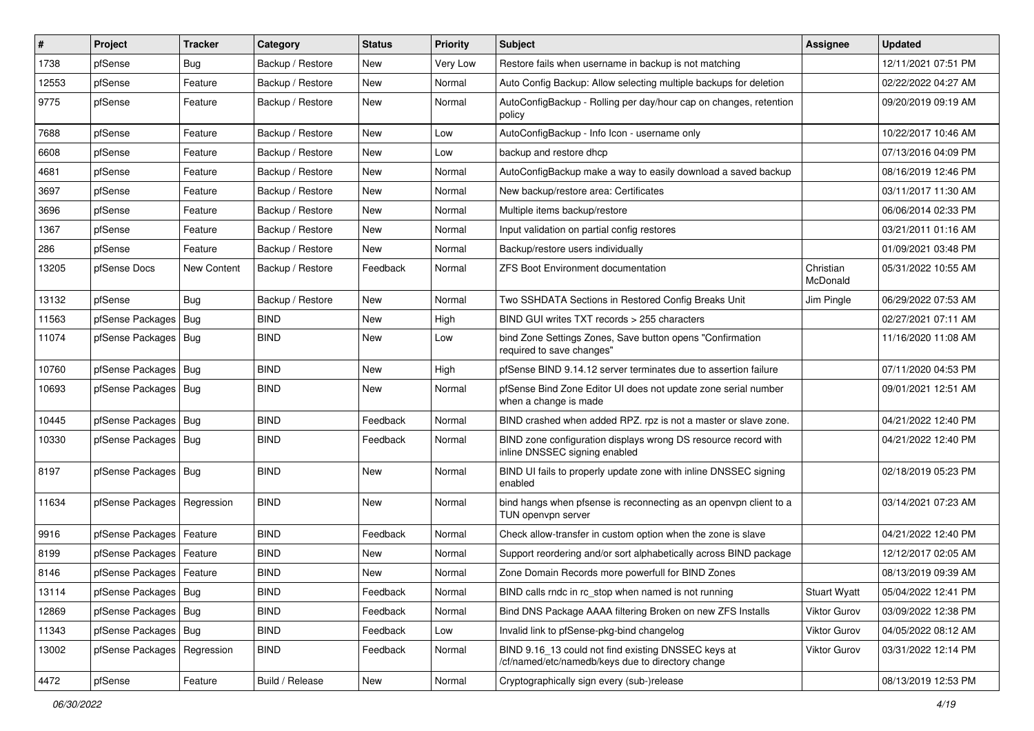| # | Project | Tracker | Category | Status | Priority | Subject | Assignee | Updated |
|---|---|---|---|---|---|---|---|---|
| 1738 | pfSense | Bug | Backup / Restore | New | Very Low | Restore fails when username in backup is not matching | | 12/11/2021 07:51 PM |
| 12553 | pfSense | Feature | Backup / Restore | New | Normal | Auto Config Backup: Allow selecting multiple backups for deletion | | 02/22/2022 04:27 AM |
| 9775 | pfSense | Feature | Backup / Restore | New | Normal | AutoConfigBackup - Rolling per day/hour cap on changes, retention policy | | 09/20/2019 09:19 AM |
| 7688 | pfSense | Feature | Backup / Restore | New | Low | AutoConfigBackup - Info Icon - username only | | 10/22/2017 10:46 AM |
| 6608 | pfSense | Feature | Backup / Restore | New | Low | backup and restore dhcp | | 07/13/2016 04:09 PM |
| 4681 | pfSense | Feature | Backup / Restore | New | Normal | AutoConfigBackup make a way to easily download a saved backup | | 08/16/2019 12:46 PM |
| 3697 | pfSense | Feature | Backup / Restore | New | Normal | New backup/restore area: Certificates | | 03/11/2017 11:30 AM |
| 3696 | pfSense | Feature | Backup / Restore | New | Normal | Multiple items backup/restore | | 06/06/2014 02:33 PM |
| 1367 | pfSense | Feature | Backup / Restore | New | Normal | Input validation on partial config restores | | 03/21/2011 01:16 AM |
| 286 | pfSense | Feature | Backup / Restore | New | Normal | Backup/restore users individually | | 01/09/2021 03:48 PM |
| 13205 | pfSense Docs | New Content | Backup / Restore | Feedback | Normal | ZFS Boot Environment documentation | Christian McDonald | 05/31/2022 10:55 AM |
| 13132 | pfSense | Bug | Backup / Restore | New | Normal | Two SSHDATA Sections in Restored Config Breaks Unit | Jim Pingle | 06/29/2022 07:53 AM |
| 11563 | pfSense Packages | Bug | BIND | New | High | BIND GUI writes TXT records > 255 characters | | 02/27/2021 07:11 AM |
| 11074 | pfSense Packages | Bug | BIND | New | Low | bind Zone Settings Zones, Save button opens "Confirmation required to save changes" | | 11/16/2020 11:08 AM |
| 10760 | pfSense Packages | Bug | BIND | New | High | pfSense BIND 9.14.12 server terminates due to assertion failure | | 07/11/2020 04:53 PM |
| 10693 | pfSense Packages | Bug | BIND | New | Normal | pfSense Bind Zone Editor UI does not update zone serial number when a change is made | | 09/01/2021 12:51 AM |
| 10445 | pfSense Packages | Bug | BIND | Feedback | Normal | BIND crashed when added RPZ. rpz is not a master or slave zone. | | 04/21/2022 12:40 PM |
| 10330 | pfSense Packages | Bug | BIND | Feedback | Normal | BIND zone configuration displays wrong DS resource record with inline DNSSEC signing enabled | | 04/21/2022 12:40 PM |
| 8197 | pfSense Packages | Bug | BIND | New | Normal | BIND UI fails to properly update zone with inline DNSSEC signing enabled | | 02/18/2019 05:23 PM |
| 11634 | pfSense Packages | Regression | BIND | New | Normal | bind hangs when pfsense is reconnecting as an openvpn client to a TUN openvpn server | | 03/14/2021 07:23 AM |
| 9916 | pfSense Packages | Feature | BIND | Feedback | Normal | Check allow-transfer in custom option when the zone is slave | | 04/21/2022 12:40 PM |
| 8199 | pfSense Packages | Feature | BIND | New | Normal | Support reordering and/or sort alphabetically across BIND package | | 12/12/2017 02:05 AM |
| 8146 | pfSense Packages | Feature | BIND | New | Normal | Zone Domain Records more powerfull for BIND Zones | | 08/13/2019 09:39 AM |
| 13114 | pfSense Packages | Bug | BIND | Feedback | Normal | BIND calls rndc in rc_stop when named is not running | Stuart Wyatt | 05/04/2022 12:41 PM |
| 12869 | pfSense Packages | Bug | BIND | Feedback | Normal | Bind DNS Package AAAA filtering Broken on new ZFS Installs | Viktor Gurov | 03/09/2022 12:38 PM |
| 11343 | pfSense Packages | Bug | BIND | Feedback | Low | Invalid link to pfSense-pkg-bind changelog | Viktor Gurov | 04/05/2022 08:12 AM |
| 13002 | pfSense Packages | Regression | BIND | Feedback | Normal | BIND 9.16_13 could not find existing DNSSEC keys at /cf/named/etc/namedb/keys due to directory change | Viktor Gurov | 03/31/2022 12:14 PM |
| 4472 | pfSense | Feature | Build / Release | New | Normal | Cryptographically sign every (sub-)release | | 08/13/2019 12:53 PM |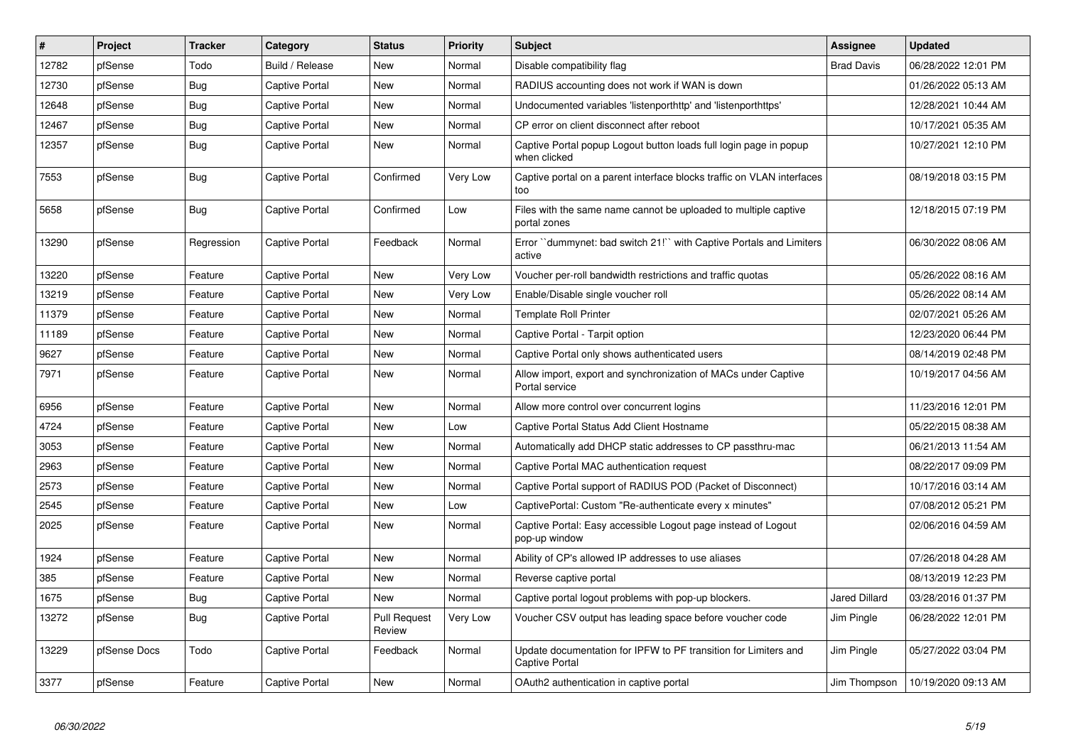| # | Project | Tracker | Category | Status | Priority | Subject | Assignee | Updated |
|---|---|---|---|---|---|---|---|---|
| 12782 | pfSense | Todo | Build / Release | New | Normal | Disable compatibility flag | Brad Davis | 06/28/2022 12:01 PM |
| 12730 | pfSense | Bug | Captive Portal | New | Normal | RADIUS accounting does not work if WAN is down | | 01/26/2022 05:13 AM |
| 12648 | pfSense | Bug | Captive Portal | New | Normal | Undocumented variables 'listenporthttp' and 'listenporthttps' | | 12/28/2021 10:44 AM |
| 12467 | pfSense | Bug | Captive Portal | New | Normal | CP error on client disconnect after reboot | | 10/17/2021 05:35 AM |
| 12357 | pfSense | Bug | Captive Portal | New | Normal | Captive Portal popup Logout button loads full login page in popup when clicked | | 10/27/2021 12:10 PM |
| 7553 | pfSense | Bug | Captive Portal | Confirmed | Very Low | Captive portal on a parent interface blocks traffic on VLAN interfaces too | | 08/19/2018 03:15 PM |
| 5658 | pfSense | Bug | Captive Portal | Confirmed | Low | Files with the same name cannot be uploaded to multiple captive portal zones | | 12/18/2015 07:19 PM |
| 13290 | pfSense | Regression | Captive Portal | Feedback | Normal | Error ``dummynet: bad switch 21!`` with Captive Portals and Limiters active | | 06/30/2022 08:06 AM |
| 13220 | pfSense | Feature | Captive Portal | New | Very Low | Voucher per-roll bandwidth restrictions and traffic quotas | | 05/26/2022 08:16 AM |
| 13219 | pfSense | Feature | Captive Portal | New | Very Low | Enable/Disable single voucher roll | | 05/26/2022 08:14 AM |
| 11379 | pfSense | Feature | Captive Portal | New | Normal | Template Roll Printer | | 02/07/2021 05:26 AM |
| 11189 | pfSense | Feature | Captive Portal | New | Normal | Captive Portal - Tarpit option | | 12/23/2020 06:44 PM |
| 9627 | pfSense | Feature | Captive Portal | New | Normal | Captive Portal only shows authenticated users | | 08/14/2019 02:48 PM |
| 7971 | pfSense | Feature | Captive Portal | New | Normal | Allow import, export and synchronization of MACs under Captive Portal service | | 10/19/2017 04:56 AM |
| 6956 | pfSense | Feature | Captive Portal | New | Normal | Allow more control over concurrent logins | | 11/23/2016 12:01 PM |
| 4724 | pfSense | Feature | Captive Portal | New | Low | Captive Portal Status Add Client Hostname | | 05/22/2015 08:38 AM |
| 3053 | pfSense | Feature | Captive Portal | New | Normal | Automatically add DHCP static addresses to CP passthru-mac | | 06/21/2013 11:54 AM |
| 2963 | pfSense | Feature | Captive Portal | New | Normal | Captive Portal MAC authentication request | | 08/22/2017 09:09 PM |
| 2573 | pfSense | Feature | Captive Portal | New | Normal | Captive Portal support of RADIUS POD (Packet of Disconnect) | | 10/17/2016 03:14 AM |
| 2545 | pfSense | Feature | Captive Portal | New | Low | CaptivePortal: Custom "Re-authenticate every x minutes" | | 07/08/2012 05:21 PM |
| 2025 | pfSense | Feature | Captive Portal | New | Normal | Captive Portal: Easy accessible Logout page instead of Logout pop-up window | | 02/06/2016 04:59 AM |
| 1924 | pfSense | Feature | Captive Portal | New | Normal | Ability of CP's allowed IP addresses to use aliases | | 07/26/2018 04:28 AM |
| 385 | pfSense | Feature | Captive Portal | New | Normal | Reverse captive portal | | 08/13/2019 12:23 PM |
| 1675 | pfSense | Bug | Captive Portal | New | Normal | Captive portal logout problems with pop-up blockers. | Jared Dillard | 03/28/2016 01:37 PM |
| 13272 | pfSense | Bug | Captive Portal | Pull Request Review | Very Low | Voucher CSV output has leading space before voucher code | Jim Pingle | 06/28/2022 12:01 PM |
| 13229 | pfSense Docs | Todo | Captive Portal | Feedback | Normal | Update documentation for IPFW to PF transition for Limiters and Captive Portal | Jim Pingle | 05/27/2022 03:04 PM |
| 3377 | pfSense | Feature | Captive Portal | New | Normal | OAuth2 authentication in captive portal | Jim Thompson | 10/19/2020 09:13 AM |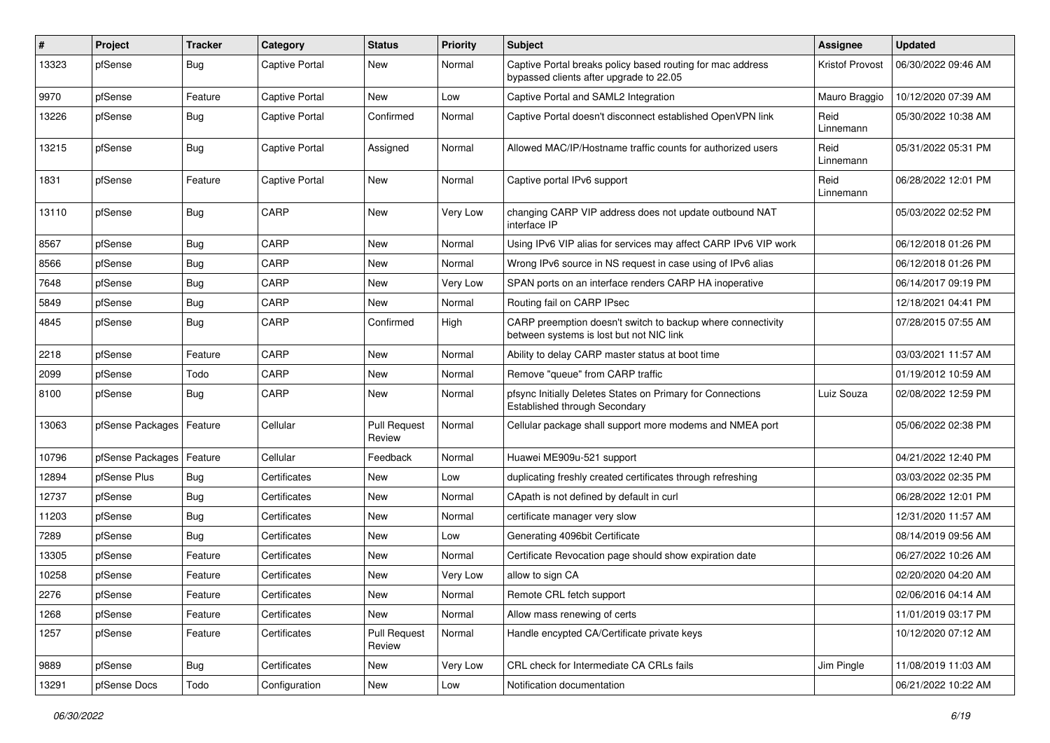| # | Project | Tracker | Category | Status | Priority | Subject | Assignee | Updated |
|---|---|---|---|---|---|---|---|---|
| 13323 | pfSense | Bug | Captive Portal | New | Normal | Captive Portal breaks policy based routing for mac address bypassed clients after upgrade to 22.05 | Kristof Provost | 06/30/2022 09:46 AM |
| 9970 | pfSense | Feature | Captive Portal | New | Low | Captive Portal and SAML2 Integration | Mauro Braggio | 10/12/2020 07:39 AM |
| 13226 | pfSense | Bug | Captive Portal | Confirmed | Normal | Captive Portal doesn't disconnect established OpenVPN link | Reid Linnemann | 05/30/2022 10:38 AM |
| 13215 | pfSense | Bug | Captive Portal | Assigned | Normal | Allowed MAC/IP/Hostname traffic counts for authorized users | Reid Linnemann | 05/31/2022 05:31 PM |
| 1831 | pfSense | Feature | Captive Portal | New | Normal | Captive portal IPv6 support | Reid Linnemann | 06/28/2022 12:01 PM |
| 13110 | pfSense | Bug | CARP | New | Very Low | changing CARP VIP address does not update outbound NAT interface IP | | 05/03/2022 02:52 PM |
| 8567 | pfSense | Bug | CARP | New | Normal | Using IPv6 VIP alias for services may affect CARP IPv6 VIP work | | 06/12/2018 01:26 PM |
| 8566 | pfSense | Bug | CARP | New | Normal | Wrong IPv6 source in NS request in case using of IPv6 alias | | 06/12/2018 01:26 PM |
| 7648 | pfSense | Bug | CARP | New | Very Low | SPAN ports on an interface renders CARP HA inoperative | | 06/14/2017 09:19 PM |
| 5849 | pfSense | Bug | CARP | New | Normal | Routing fail on CARP IPsec | | 12/18/2021 04:41 PM |
| 4845 | pfSense | Bug | CARP | Confirmed | High | CARP preemption doesn't switch to backup where connectivity between systems is lost but not NIC link | | 07/28/2015 07:55 AM |
| 2218 | pfSense | Feature | CARP | New | Normal | Ability to delay CARP master status at boot time | | 03/03/2021 11:57 AM |
| 2099 | pfSense | Todo | CARP | New | Normal | Remove "queue" from CARP traffic | | 01/19/2012 10:59 AM |
| 8100 | pfSense | Bug | CARP | New | Normal | pfsync Initially Deletes States on Primary for Connections Established through Secondary | Luiz Souza | 02/08/2022 12:59 PM |
| 13063 | pfSense Packages | Feature | Cellular | Pull Request Review | Normal | Cellular package shall support more modems and NMEA port | | 05/06/2022 02:38 PM |
| 10796 | pfSense Packages | Feature | Cellular | Feedback | Normal | Huawei ME909u-521 support | | 04/21/2022 12:40 PM |
| 12894 | pfSense Plus | Bug | Certificates | New | Low | duplicating freshly created certificates through refreshing | | 03/03/2022 02:35 PM |
| 12737 | pfSense | Bug | Certificates | New | Normal | CApath is not defined by default in curl | | 06/28/2022 12:01 PM |
| 11203 | pfSense | Bug | Certificates | New | Normal | certificate manager very slow | | 12/31/2020 11:57 AM |
| 7289 | pfSense | Bug | Certificates | New | Low | Generating 4096bit Certificate | | 08/14/2019 09:56 AM |
| 13305 | pfSense | Feature | Certificates | New | Normal | Certificate Revocation page should show expiration date | | 06/27/2022 10:26 AM |
| 10258 | pfSense | Feature | Certificates | New | Very Low | allow to sign CA | | 02/20/2020 04:20 AM |
| 2276 | pfSense | Feature | Certificates | New | Normal | Remote CRL fetch support | | 02/06/2016 04:14 AM |
| 1268 | pfSense | Feature | Certificates | New | Normal | Allow mass renewing of certs | | 11/01/2019 03:17 PM |
| 1257 | pfSense | Feature | Certificates | Pull Request Review | Normal | Handle encypted CA/Certificate private keys | | 10/12/2020 07:12 AM |
| 9889 | pfSense | Bug | Certificates | New | Very Low | CRL check for Intermediate CA CRLs fails | Jim Pingle | 11/08/2019 11:03 AM |
| 13291 | pfSense Docs | Todo | Configuration | New | Low | Notification documentation | | 06/21/2022 10:22 AM |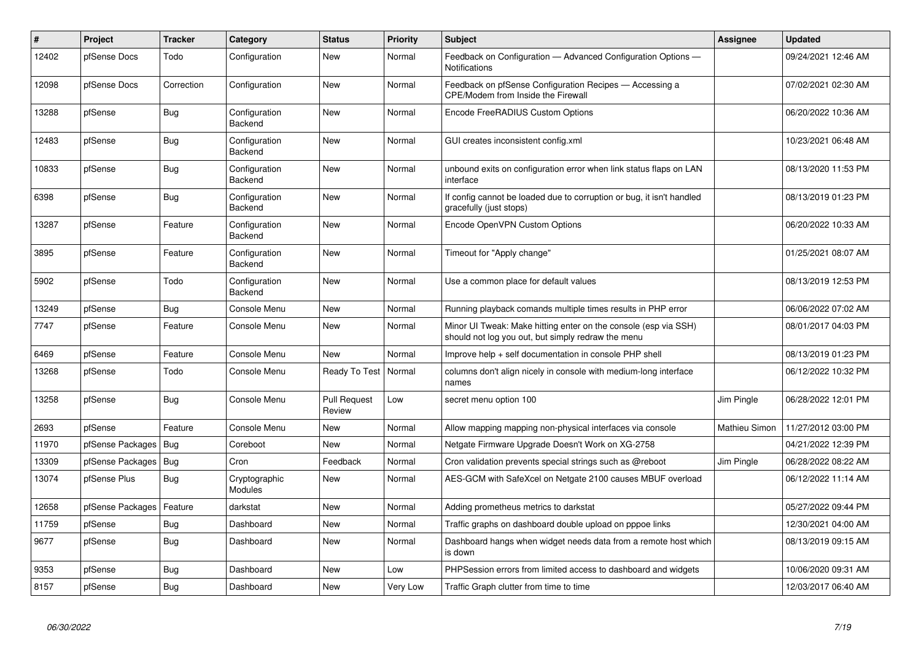| # | Project | Tracker | Category | Status | Priority | Subject | Assignee | Updated |
|---|---|---|---|---|---|---|---|---|
| 12402 | pfSense Docs | Todo | Configuration | New | Normal | Feedback on Configuration — Advanced Configuration Options — Notifications | | 09/24/2021 12:46 AM |
| 12098 | pfSense Docs | Correction | Configuration | New | Normal | Feedback on pfSense Configuration Recipes — Accessing a CPE/Modem from Inside the Firewall | | 07/02/2021 02:30 AM |
| 13288 | pfSense | Bug | Configuration Backend | New | Normal | Encode FreeRADIUS Custom Options | | 06/20/2022 10:36 AM |
| 12483 | pfSense | Bug | Configuration Backend | New | Normal | GUI creates inconsistent config.xml | | 10/23/2021 06:48 AM |
| 10833 | pfSense | Bug | Configuration Backend | New | Normal | unbound exits on configuration error when link status flaps on LAN interface | | 08/13/2020 11:53 PM |
| 6398 | pfSense | Bug | Configuration Backend | New | Normal | If config cannot be loaded due to corruption or bug, it isn't handled gracefully (just stops) | | 08/13/2019 01:23 PM |
| 13287 | pfSense | Feature | Configuration Backend | New | Normal | Encode OpenVPN Custom Options | | 06/20/2022 10:33 AM |
| 3895 | pfSense | Feature | Configuration Backend | New | Normal | Timeout for "Apply change" | | 01/25/2021 08:07 AM |
| 5902 | pfSense | Todo | Configuration Backend | New | Normal | Use a common place for default values | | 08/13/2019 12:53 PM |
| 13249 | pfSense | Bug | Console Menu | New | Normal | Running playback comands multiple times results in PHP error | | 06/06/2022 07:02 AM |
| 7747 | pfSense | Feature | Console Menu | New | Normal | Minor UI Tweak: Make hitting enter on the console (esp via SSH) should not log you out, but simply redraw the menu | | 08/01/2017 04:03 PM |
| 6469 | pfSense | Feature | Console Menu | New | Normal | Improve help + self documentation in console PHP shell | | 08/13/2019 01:23 PM |
| 13268 | pfSense | Todo | Console Menu | Ready To Test | Normal | columns don't align nicely in console with medium-long interface names | | 06/12/2022 10:32 PM |
| 13258 | pfSense | Bug | Console Menu | Pull Request Review | Low | secret menu option 100 | Jim Pingle | 06/28/2022 12:01 PM |
| 2693 | pfSense | Feature | Console Menu | New | Normal | Allow mapping mapping non-physical interfaces via console | Mathieu Simon | 11/27/2012 03:00 PM |
| 11970 | pfSense Packages | Bug | Coreboot | New | Normal | Netgate Firmware Upgrade Doesn't Work on XG-2758 | | 04/21/2022 12:39 PM |
| 13309 | pfSense Packages | Bug | Cron | Feedback | Normal | Cron validation prevents special strings such as @reboot | Jim Pingle | 06/28/2022 08:22 AM |
| 13074 | pfSense Plus | Bug | Cryptographic Modules | New | Normal | AES-GCM with SafeXcel on Netgate 2100 causes MBUF overload | | 06/12/2022 11:14 AM |
| 12658 | pfSense Packages | Feature | darkstat | New | Normal | Adding prometheus metrics to darkstat | | 05/27/2022 09:44 PM |
| 11759 | pfSense | Bug | Dashboard | New | Normal | Traffic graphs on dashboard double upload on pppoe links | | 12/30/2021 04:00 AM |
| 9677 | pfSense | Bug | Dashboard | New | Normal | Dashboard hangs when widget needs data from a remote host which is down | | 08/13/2019 09:15 AM |
| 9353 | pfSense | Bug | Dashboard | New | Low | PHPSession errors from limited access to dashboard and widgets | | 10/06/2020 09:31 AM |
| 8157 | pfSense | Bug | Dashboard | New | Very Low | Traffic Graph clutter from time to time | | 12/03/2017 06:40 AM |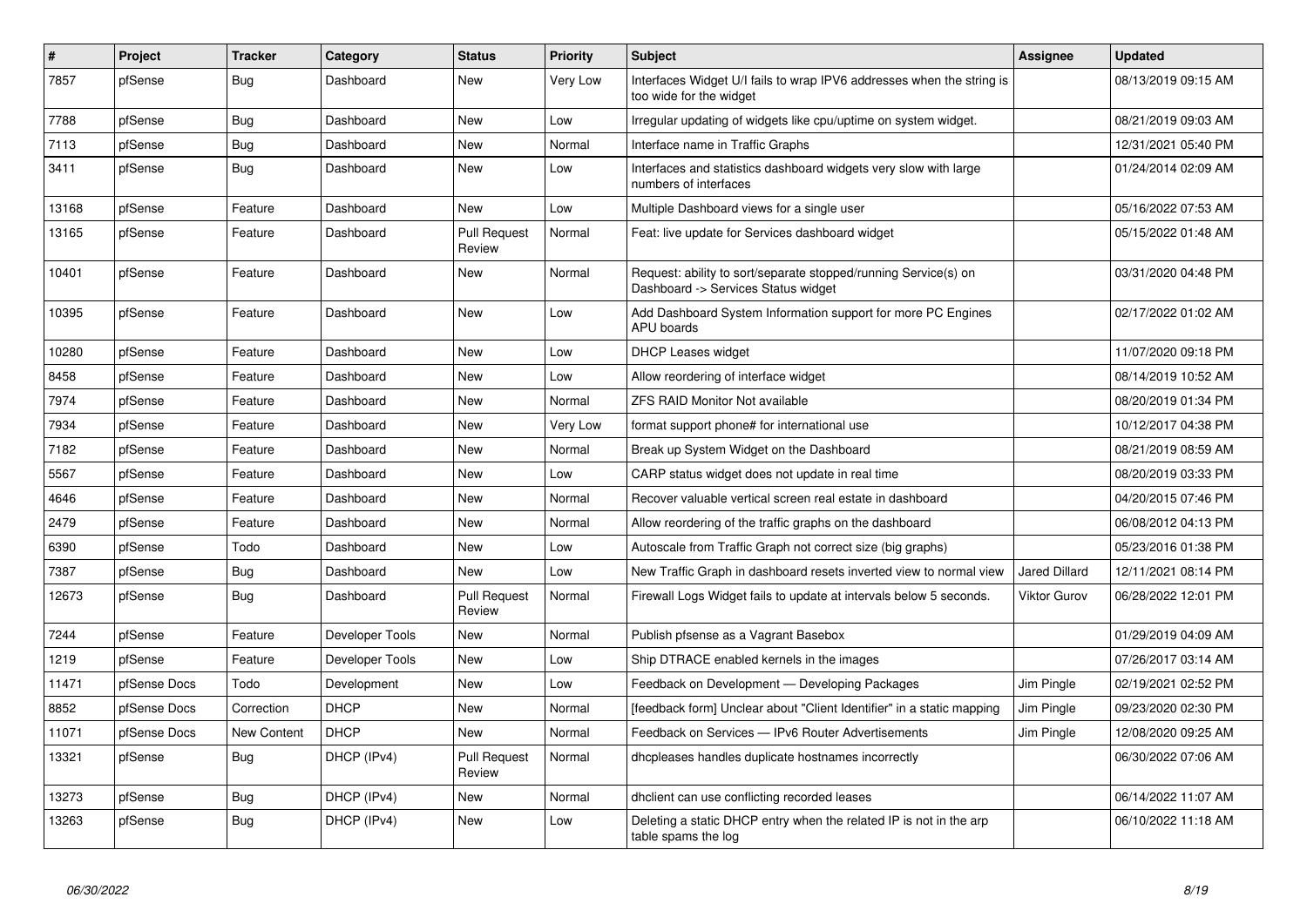| # | Project | Tracker | Category | Status | Priority | Subject | Assignee | Updated |
|---|---|---|---|---|---|---|---|---|
| 7857 | pfSense | Bug | Dashboard | New | Very Low | Interfaces Widget U/I fails to wrap IPV6 addresses when the string is too wide for the widget | | 08/13/2019 09:15 AM |
| 7788 | pfSense | Bug | Dashboard | New | Low | Irregular updating of widgets like cpu/uptime on system widget. | | 08/21/2019 09:03 AM |
| 7113 | pfSense | Bug | Dashboard | New | Normal | Interface name in Traffic Graphs | | 12/31/2021 05:40 PM |
| 3411 | pfSense | Bug | Dashboard | New | Low | Interfaces and statistics dashboard widgets very slow with large numbers of interfaces | | 01/24/2014 02:09 AM |
| 13168 | pfSense | Feature | Dashboard | New | Low | Multiple Dashboard views for a single user | | 05/16/2022 07:53 AM |
| 13165 | pfSense | Feature | Dashboard | Pull Request Review | Normal | Feat: live update for Services dashboard widget | | 05/15/2022 01:48 AM |
| 10401 | pfSense | Feature | Dashboard | New | Normal | Request: ability to sort/separate stopped/running Service(s) on Dashboard -> Services Status widget | | 03/31/2020 04:48 PM |
| 10395 | pfSense | Feature | Dashboard | New | Low | Add Dashboard System Information support for more PC Engines APU boards | | 02/17/2022 01:02 AM |
| 10280 | pfSense | Feature | Dashboard | New | Low | DHCP Leases widget | | 11/07/2020 09:18 PM |
| 8458 | pfSense | Feature | Dashboard | New | Low | Allow reordering of interface widget | | 08/14/2019 10:52 AM |
| 7974 | pfSense | Feature | Dashboard | New | Normal | ZFS RAID Monitor Not available | | 08/20/2019 01:34 PM |
| 7934 | pfSense | Feature | Dashboard | New | Very Low | format support phone# for international use | | 10/12/2017 04:38 PM |
| 7182 | pfSense | Feature | Dashboard | New | Normal | Break up System Widget on the Dashboard | | 08/21/2019 08:59 AM |
| 5567 | pfSense | Feature | Dashboard | New | Low | CARP status widget does not update in real time | | 08/20/2019 03:33 PM |
| 4646 | pfSense | Feature | Dashboard | New | Normal | Recover valuable vertical screen real estate in dashboard | | 04/20/2015 07:46 PM |
| 2479 | pfSense | Feature | Dashboard | New | Normal | Allow reordering of the traffic graphs on the dashboard | | 06/08/2012 04:13 PM |
| 6390 | pfSense | Todo | Dashboard | New | Low | Autoscale from Traffic Graph not correct size (big graphs) | | 05/23/2016 01:38 PM |
| 7387 | pfSense | Bug | Dashboard | New | Low | New Traffic Graph in dashboard resets inverted view to normal view | Jared Dillard | 12/11/2021 08:14 PM |
| 12673 | pfSense | Bug | Dashboard | Pull Request Review | Normal | Firewall Logs Widget fails to update at intervals below 5 seconds. | Viktor Gurov | 06/28/2022 12:01 PM |
| 7244 | pfSense | Feature | Developer Tools | New | Normal | Publish pfsense as a Vagrant Basebox | | 01/29/2019 04:09 AM |
| 1219 | pfSense | Feature | Developer Tools | New | Low | Ship DTRACE enabled kernels in the images | | 07/26/2017 03:14 AM |
| 11471 | pfSense Docs | Todo | Development | New | Low | Feedback on Development — Developing Packages | Jim Pingle | 02/19/2021 02:52 PM |
| 8852 | pfSense Docs | Correction | DHCP | New | Normal | [feedback form] Unclear about "Client Identifier" in a static mapping | Jim Pingle | 09/23/2020 02:30 PM |
| 11071 | pfSense Docs | New Content | DHCP | New | Normal | Feedback on Services — IPv6 Router Advertisements | Jim Pingle | 12/08/2020 09:25 AM |
| 13321 | pfSense | Bug | DHCP (IPv4) | Pull Request Review | Normal | dhcpleases handles duplicate hostnames incorrectly | | 06/30/2022 07:06 AM |
| 13273 | pfSense | Bug | DHCP (IPv4) | New | Normal | dhclient can use conflicting recorded leases | | 06/14/2022 11:07 AM |
| 13263 | pfSense | Bug | DHCP (IPv4) | New | Low | Deleting a static DHCP entry when the related IP is not in the arp table spams the log | | 06/10/2022 11:18 AM |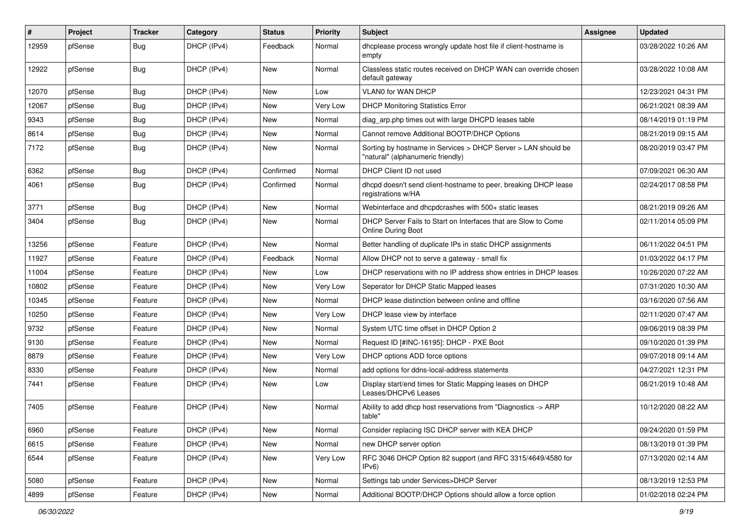| # | Project | Tracker | Category | Status | Priority | Subject | Assignee | Updated |
| --- | --- | --- | --- | --- | --- | --- | --- | --- |
| 12959 | pfSense | Bug | DHCP (IPv4) | Feedback | Normal | dhcplease process wrongly update host file if client-hostname is empty | | 03/28/2022 10:26 AM |
| 12922 | pfSense | Bug | DHCP (IPv4) | New | Normal | Classless static routes received on DHCP WAN can override chosen default gateway | | 03/28/2022 10:08 AM |
| 12070 | pfSense | Bug | DHCP (IPv4) | New | Low | VLAN0 for WAN DHCP | | 12/23/2021 04:31 PM |
| 12067 | pfSense | Bug | DHCP (IPv4) | New | Very Low | DHCP Monitoring Statistics Error | | 06/21/2021 08:39 AM |
| 9343 | pfSense | Bug | DHCP (IPv4) | New | Normal | diag_arp.php times out with large DHCPD leases table | | 08/14/2019 01:19 PM |
| 8614 | pfSense | Bug | DHCP (IPv4) | New | Normal | Cannot remove Additional BOOTP/DHCP Options | | 08/21/2019 09:15 AM |
| 7172 | pfSense | Bug | DHCP (IPv4) | New | Normal | Sorting by hostname in Services > DHCP Server > LAN should be "natural" (alphanumeric friendly) | | 08/20/2019 03:47 PM |
| 6362 | pfSense | Bug | DHCP (IPv4) | Confirmed | Normal | DHCP Client ID not used | | 07/09/2021 06:30 AM |
| 4061 | pfSense | Bug | DHCP (IPv4) | Confirmed | Normal | dhcpd doesn't send client-hostname to peer, breaking DHCP lease registrations w/HA | | 02/24/2017 08:58 PM |
| 3771 | pfSense | Bug | DHCP (IPv4) | New | Normal | Webinterface and dhcpdcrashes with 500+ static leases | | 08/21/2019 09:26 AM |
| 3404 | pfSense | Bug | DHCP (IPv4) | New | Normal | DHCP Server Fails to Start on Interfaces that are Slow to Come Online During Boot | | 02/11/2014 05:09 PM |
| 13256 | pfSense | Feature | DHCP (IPv4) | New | Normal | Better handling of duplicate IPs in static DHCP assignments | | 06/11/2022 04:51 PM |
| 11927 | pfSense | Feature | DHCP (IPv4) | Feedback | Normal | Allow DHCP not to serve a gateway - small fix | | 01/03/2022 04:17 PM |
| 11004 | pfSense | Feature | DHCP (IPv4) | New | Low | DHCP reservations with no IP address show entries in DHCP leases | | 10/26/2020 07:22 AM |
| 10802 | pfSense | Feature | DHCP (IPv4) | New | Very Low | Seperator for DHCP Static Mapped leases | | 07/31/2020 10:30 AM |
| 10345 | pfSense | Feature | DHCP (IPv4) | New | Normal | DHCP lease distinction between online and offline | | 03/16/2020 07:56 AM |
| 10250 | pfSense | Feature | DHCP (IPv4) | New | Very Low | DHCP lease view by interface | | 02/11/2020 07:47 AM |
| 9732 | pfSense | Feature | DHCP (IPv4) | New | Normal | System UTC time offset in DHCP Option 2 | | 09/06/2019 08:39 PM |
| 9130 | pfSense | Feature | DHCP (IPv4) | New | Normal | Request ID [#INC-16195]: DHCP - PXE Boot | | 09/10/2020 01:39 PM |
| 8879 | pfSense | Feature | DHCP (IPv4) | New | Very Low | DHCP options ADD force options | | 09/07/2018 09:14 AM |
| 8330 | pfSense | Feature | DHCP (IPv4) | New | Normal | add options for ddns-local-address statements | | 04/27/2021 12:31 PM |
| 7441 | pfSense | Feature | DHCP (IPv4) | New | Low | Display start/end times for Static Mapping leases on DHCP Leases/DHCPv6 Leases | | 08/21/2019 10:48 AM |
| 7405 | pfSense | Feature | DHCP (IPv4) | New | Normal | Ability to add dhcp host reservations from "Diagnostics -> ARP table" | | 10/12/2020 08:22 AM |
| 6960 | pfSense | Feature | DHCP (IPv4) | New | Normal | Consider replacing ISC DHCP server with KEA DHCP | | 09/24/2020 01:59 PM |
| 6615 | pfSense | Feature | DHCP (IPv4) | New | Normal | new DHCP server option | | 08/13/2019 01:39 PM |
| 6544 | pfSense | Feature | DHCP (IPv4) | New | Very Low | RFC 3046 DHCP Option 82 support (and RFC 3315/4649/4580 for IPv6) | | 07/13/2020 02:14 AM |
| 5080 | pfSense | Feature | DHCP (IPv4) | New | Normal | Settings tab under Services>DHCP Server | | 08/13/2019 12:53 PM |
| 4899 | pfSense | Feature | DHCP (IPv4) | New | Normal | Additional BOOTP/DHCP Options should allow a force option | | 01/02/2018 02:24 PM |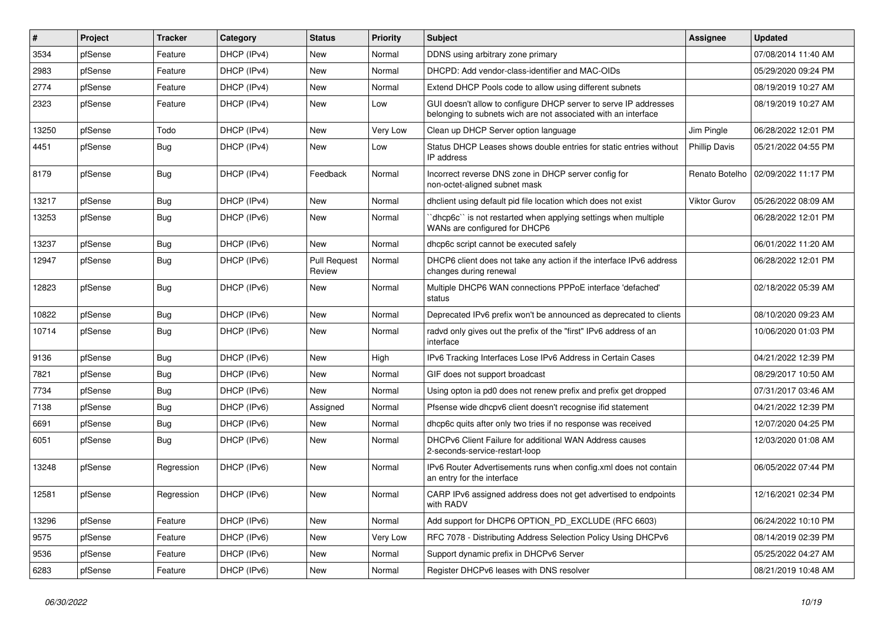| # | Project | Tracker | Category | Status | Priority | Subject | Assignee | Updated |
|---|---|---|---|---|---|---|---|---|
| 3534 | pfSense | Feature | DHCP (IPv4) | New | Normal | DDNS using arbitrary zone primary | | 07/08/2014 11:40 AM |
| 2983 | pfSense | Feature | DHCP (IPv4) | New | Normal | DHCPD: Add vendor-class-identifier and MAC-OIDs | | 05/29/2020 09:24 PM |
| 2774 | pfSense | Feature | DHCP (IPv4) | New | Normal | Extend DHCP Pools code to allow using different subnets | | 08/19/2019 10:27 AM |
| 2323 | pfSense | Feature | DHCP (IPv4) | New | Low | GUI doesn't allow to configure DHCP server to serve IP addresses belonging to subnets wich are not associated with an interface | | 08/19/2019 10:27 AM |
| 13250 | pfSense | Todo | DHCP (IPv4) | New | Very Low | Clean up DHCP Server option language | Jim Pingle | 06/28/2022 12:01 PM |
| 4451 | pfSense | Bug | DHCP (IPv4) | New | Low | Status DHCP Leases shows double entries for static entries without IP address | Phillip Davis | 05/21/2022 04:55 PM |
| 8179 | pfSense | Bug | DHCP (IPv4) | Feedback | Normal | Incorrect reverse DNS zone in DHCP server config for non-octet-aligned subnet mask | Renato Botelho | 02/09/2022 11:17 PM |
| 13217 | pfSense | Bug | DHCP (IPv4) | New | Normal | dhclient using default pid file location which does not exist | Viktor Gurov | 05/26/2022 08:09 AM |
| 13253 | pfSense | Bug | DHCP (IPv6) | New | Normal | ``dhcp6c`` is not restarted when applying settings when multiple WANs are configured for DHCP6 | | 06/28/2022 12:01 PM |
| 13237 | pfSense | Bug | DHCP (IPv6) | New | Normal | dhcp6c script cannot be executed safely | | 06/01/2022 11:20 AM |
| 12947 | pfSense | Bug | DHCP (IPv6) | Pull Request Review | Normal | DHCP6 client does not take any action if the interface IPv6 address changes during renewal | | 06/28/2022 12:01 PM |
| 12823 | pfSense | Bug | DHCP (IPv6) | New | Normal | Multiple DHCP6 WAN connections PPPoE interface 'defached' status | | 02/18/2022 05:39 AM |
| 10822 | pfSense | Bug | DHCP (IPv6) | New | Normal | Deprecated IPv6 prefix won't be announced as deprecated to clients | | 08/10/2020 09:23 AM |
| 10714 | pfSense | Bug | DHCP (IPv6) | New | Normal | radvd only gives out the prefix of the "first" IPv6 address of an interface | | 10/06/2020 01:03 PM |
| 9136 | pfSense | Bug | DHCP (IPv6) | New | High | IPv6 Tracking Interfaces Lose IPv6 Address in Certain Cases | | 04/21/2022 12:39 PM |
| 7821 | pfSense | Bug | DHCP (IPv6) | New | Normal | GIF does not support broadcast | | 08/29/2017 10:50 AM |
| 7734 | pfSense | Bug | DHCP (IPv6) | New | Normal | Using opton ia pd0 does not renew prefix and prefix get dropped | | 07/31/2017 03:46 AM |
| 7138 | pfSense | Bug | DHCP (IPv6) | Assigned | Normal | Pfsense wide dhcpv6 client doesn't recognise ifid statement | | 04/21/2022 12:39 PM |
| 6691 | pfSense | Bug | DHCP (IPv6) | New | Normal | dhcp6c quits after only two tries if no response was received | | 12/07/2020 04:25 PM |
| 6051 | pfSense | Bug | DHCP (IPv6) | New | Normal | DHCPv6 Client Failure for additional WAN Address causes 2-seconds-service-restart-loop | | 12/03/2020 01:08 AM |
| 13248 | pfSense | Regression | DHCP (IPv6) | New | Normal | IPv6 Router Advertisements runs when config.xml does not contain an entry for the interface | | 06/05/2022 07:44 PM |
| 12581 | pfSense | Regression | DHCP (IPv6) | New | Normal | CARP IPv6 assigned address does not get advertised to endpoints with RADV | | 12/16/2021 02:34 PM |
| 13296 | pfSense | Feature | DHCP (IPv6) | New | Normal | Add support for DHCP6 OPTION_PD_EXCLUDE (RFC 6603) | | 06/24/2022 10:10 PM |
| 9575 | pfSense | Feature | DHCP (IPv6) | New | Very Low | RFC 7078 - Distributing Address Selection Policy Using DHCPv6 | | 08/14/2019 02:39 PM |
| 9536 | pfSense | Feature | DHCP (IPv6) | New | Normal | Support dynamic prefix in DHCPv6 Server | | 05/25/2022 04:27 AM |
| 6283 | pfSense | Feature | DHCP (IPv6) | New | Normal | Register DHCPv6 leases with DNS resolver | | 08/21/2019 10:48 AM |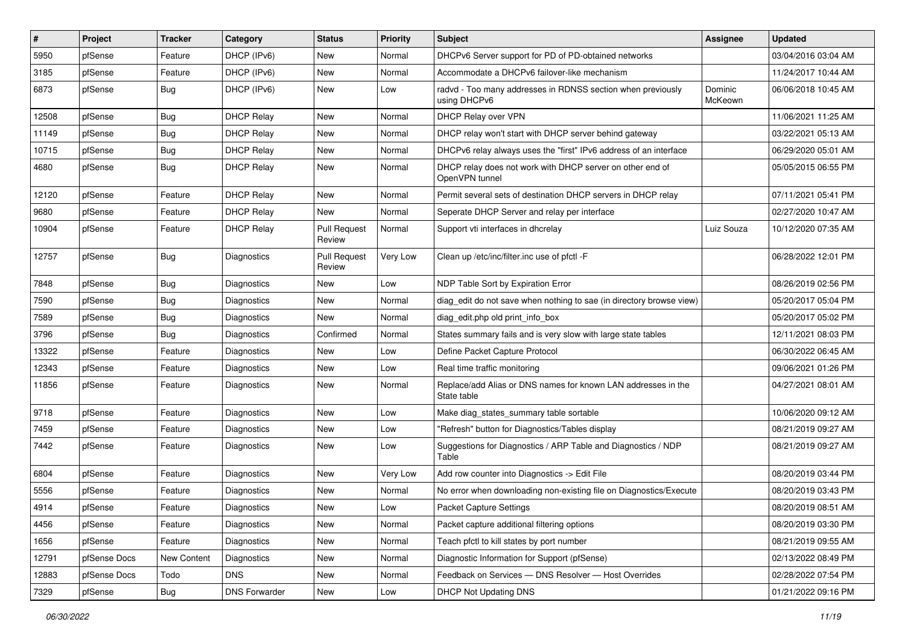| # | Project | Tracker | Category | Status | Priority | Subject | Assignee | Updated |
|---|---|---|---|---|---|---|---|---|
| 5950 | pfSense | Feature | DHCP (IPv6) | New | Normal | DHCPv6 Server support for PD of PD-obtained networks | | 03/04/2016 03:04 AM |
| 3185 | pfSense | Feature | DHCP (IPv6) | New | Normal | Accommodate a DHCPv6 failover-like mechanism | | 11/24/2017 10:44 AM |
| 6873 | pfSense | Bug | DHCP (IPv6) | New | Low | radvd - Too many addresses in RDNSS section when previously using DHCPv6 | Dominic McKeown | 06/06/2018 10:45 AM |
| 12508 | pfSense | Bug | DHCP Relay | New | Normal | DHCP Relay over VPN | | 11/06/2021 11:25 AM |
| 11149 | pfSense | Bug | DHCP Relay | New | Normal | DHCP relay won't start with DHCP server behind gateway | | 03/22/2021 05:13 AM |
| 10715 | pfSense | Bug | DHCP Relay | New | Normal | DHCPv6 relay always uses the "first" IPv6 address of an interface | | 06/29/2020 05:01 AM |
| 4680 | pfSense | Bug | DHCP Relay | New | Normal | DHCP relay does not work with DHCP server on other end of OpenVPN tunnel | | 05/05/2015 06:55 PM |
| 12120 | pfSense | Feature | DHCP Relay | New | Normal | Permit several sets of destination DHCP servers in DHCP relay | | 07/11/2021 05:41 PM |
| 9680 | pfSense | Feature | DHCP Relay | New | Normal | Seperate DHCP Server and relay per interface | | 02/27/2020 10:47 AM |
| 10904 | pfSense | Feature | DHCP Relay | Pull Request Review | Normal | Support vti interfaces in dhcrelay | Luiz Souza | 10/12/2020 07:35 AM |
| 12757 | pfSense | Bug | Diagnostics | Pull Request Review | Very Low | Clean up /etc/inc/filter.inc use of pfctl -F | | 06/28/2022 12:01 PM |
| 7848 | pfSense | Bug | Diagnostics | New | Low | NDP Table Sort by Expiration Error | | 08/26/2019 02:56 PM |
| 7590 | pfSense | Bug | Diagnostics | New | Normal | diag_edit do not save when nothing to sae (in directory browse view) | | 05/20/2017 05:04 PM |
| 7589 | pfSense | Bug | Diagnostics | New | Normal | diag_edit.php old print_info_box | | 05/20/2017 05:02 PM |
| 3796 | pfSense | Bug | Diagnostics | Confirmed | Normal | States summary fails and is very slow with large state tables | | 12/11/2021 08:03 PM |
| 13322 | pfSense | Feature | Diagnostics | New | Low | Define Packet Capture Protocol | | 06/30/2022 06:45 AM |
| 12343 | pfSense | Feature | Diagnostics | New | Low | Real time traffic monitoring | | 09/06/2021 01:26 PM |
| 11856 | pfSense | Feature | Diagnostics | New | Normal | Replace/add Alias or DNS names for known LAN addresses in the State table | | 04/27/2021 08:01 AM |
| 9718 | pfSense | Feature | Diagnostics | New | Low | Make diag_states_summary table sortable | | 10/06/2020 09:12 AM |
| 7459 | pfSense | Feature | Diagnostics | New | Low | "Refresh" button for Diagnostics/Tables display | | 08/21/2019 09:27 AM |
| 7442 | pfSense | Feature | Diagnostics | New | Low | Suggestions for Diagnostics / ARP Table and Diagnostics / NDP Table | | 08/21/2019 09:27 AM |
| 6804 | pfSense | Feature | Diagnostics | New | Very Low | Add row counter into Diagnostics -> Edit File | | 08/20/2019 03:44 PM |
| 5556 | pfSense | Feature | Diagnostics | New | Normal | No error when downloading non-existing file on Diagnostics/Execute | | 08/20/2019 03:43 PM |
| 4914 | pfSense | Feature | Diagnostics | New | Low | Packet Capture Settings | | 08/20/2019 08:51 AM |
| 4456 | pfSense | Feature | Diagnostics | New | Normal | Packet capture additional filtering options | | 08/20/2019 03:30 PM |
| 1656 | pfSense | Feature | Diagnostics | New | Normal | Teach pfctl to kill states by port number | | 08/21/2019 09:55 AM |
| 12791 | pfSense Docs | New Content | Diagnostics | New | Normal | Diagnostic Information for Support (pfSense) | | 02/13/2022 08:49 PM |
| 12883 | pfSense Docs | Todo | DNS | New | Normal | Feedback on Services — DNS Resolver — Host Overrides | | 02/28/2022 07:54 PM |
| 7329 | pfSense | Bug | DNS Forwarder | New | Low | DHCP Not Updating DNS | | 01/21/2022 09:16 PM |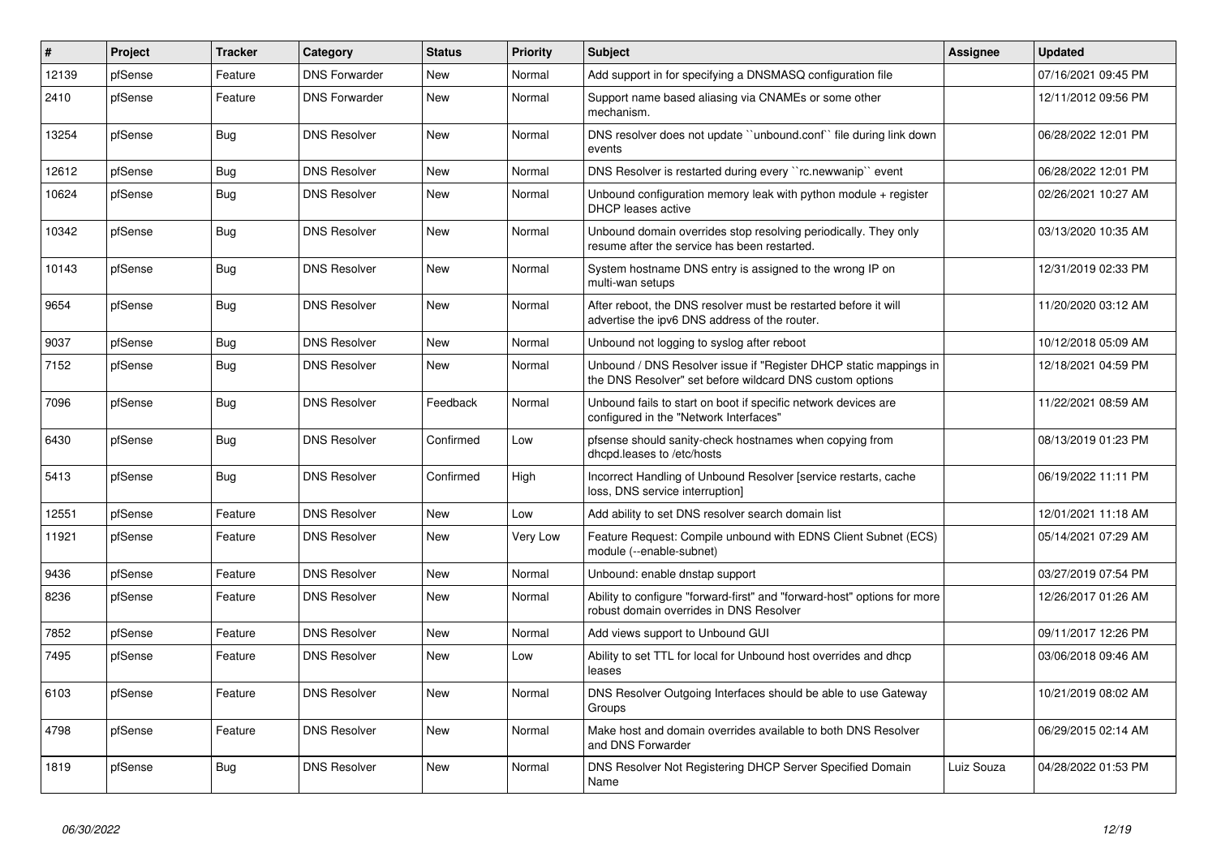| # | Project | Tracker | Category | Status | Priority | Subject | Assignee | Updated |
|---|---|---|---|---|---|---|---|---|
| 12139 | pfSense | Feature | DNS Forwarder | New | Normal | Add support in for specifying a DNSMASQ configuration file | | 07/16/2021 09:45 PM |
| 2410 | pfSense | Feature | DNS Forwarder | New | Normal | Support name based aliasing via CNAMEs or some other mechanism. | | 12/11/2012 09:56 PM |
| 13254 | pfSense | Bug | DNS Resolver | New | Normal | DNS resolver does not update ``unbound.conf`` file during link down events | | 06/28/2022 12:01 PM |
| 12612 | pfSense | Bug | DNS Resolver | New | Normal | DNS Resolver is restarted during every ``rc.newwanip`` event | | 06/28/2022 12:01 PM |
| 10624 | pfSense | Bug | DNS Resolver | New | Normal | Unbound configuration memory leak with python module + register DHCP leases active | | 02/26/2021 10:27 AM |
| 10342 | pfSense | Bug | DNS Resolver | New | Normal | Unbound domain overrides stop resolving periodically. They only resume after the service has been restarted. | | 03/13/2020 10:35 AM |
| 10143 | pfSense | Bug | DNS Resolver | New | Normal | System hostname DNS entry is assigned to the wrong IP on multi-wan setups | | 12/31/2019 02:33 PM |
| 9654 | pfSense | Bug | DNS Resolver | New | Normal | After reboot, the DNS resolver must be restarted before it will advertise the ipv6 DNS address of the router. | | 11/20/2020 03:12 AM |
| 9037 | pfSense | Bug | DNS Resolver | New | Normal | Unbound not logging to syslog after reboot | | 10/12/2018 05:09 AM |
| 7152 | pfSense | Bug | DNS Resolver | New | Normal | Unbound / DNS Resolver issue if "Register DHCP static mappings in the DNS Resolver" set before wildcard DNS custom options | | 12/18/2021 04:59 PM |
| 7096 | pfSense | Bug | DNS Resolver | Feedback | Normal | Unbound fails to start on boot if specific network devices are configured in the "Network Interfaces" | | 11/22/2021 08:59 AM |
| 6430 | pfSense | Bug | DNS Resolver | Confirmed | Low | pfsense should sanity-check hostnames when copying from dhcpd.leases to /etc/hosts | | 08/13/2019 01:23 PM |
| 5413 | pfSense | Bug | DNS Resolver | Confirmed | High | Incorrect Handling of Unbound Resolver [service restarts, cache loss, DNS service interruption] | | 06/19/2022 11:11 PM |
| 12551 | pfSense | Feature | DNS Resolver | New | Low | Add ability to set DNS resolver search domain list | | 12/01/2021 11:18 AM |
| 11921 | pfSense | Feature | DNS Resolver | New | Very Low | Feature Request: Compile unbound with EDNS Client Subnet (ECS) module (--enable-subnet) | | 05/14/2021 07:29 AM |
| 9436 | pfSense | Feature | DNS Resolver | New | Normal | Unbound: enable dnstap support | | 03/27/2019 07:54 PM |
| 8236 | pfSense | Feature | DNS Resolver | New | Normal | Ability to configure "forward-first" and "forward-host" options for more robust domain overrides in DNS Resolver | | 12/26/2017 01:26 AM |
| 7852 | pfSense | Feature | DNS Resolver | New | Normal | Add views support to Unbound GUI | | 09/11/2017 12:26 PM |
| 7495 | pfSense | Feature | DNS Resolver | New | Low | Ability to set TTL for local for Unbound host overrides and dhcp leases | | 03/06/2018 09:46 AM |
| 6103 | pfSense | Feature | DNS Resolver | New | Normal | DNS Resolver Outgoing Interfaces should be able to use Gateway Groups | | 10/21/2019 08:02 AM |
| 4798 | pfSense | Feature | DNS Resolver | New | Normal | Make host and domain overrides available to both DNS Resolver and DNS Forwarder | | 06/29/2015 02:14 AM |
| 1819 | pfSense | Bug | DNS Resolver | New | Normal | DNS Resolver Not Registering DHCP Server Specified Domain Name | Luiz Souza | 04/28/2022 01:53 PM |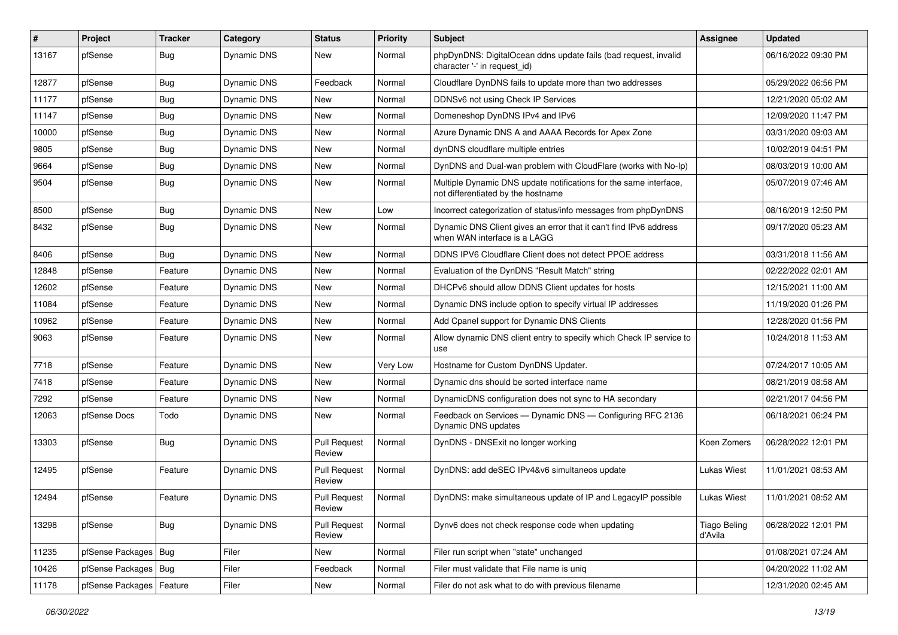| # | Project | Tracker | Category | Status | Priority | Subject | Assignee | Updated |
|---|---|---|---|---|---|---|---|---|
| 13167 | pfSense | Bug | Dynamic DNS | New | Normal | phpDynDNS: DigitalOcean ddns update fails (bad request, invalid character '-' in request_id) | | 06/16/2022 09:30 PM |
| 12877 | pfSense | Bug | Dynamic DNS | Feedback | Normal | Cloudflare DynDNS fails to update more than two addresses | | 05/29/2022 06:56 PM |
| 11177 | pfSense | Bug | Dynamic DNS | New | Normal | DDNSv6 not using Check IP Services | | 12/21/2020 05:02 AM |
| 11147 | pfSense | Bug | Dynamic DNS | New | Normal | Domeneshop DynDNS IPv4 and IPv6 | | 12/09/2020 11:47 PM |
| 10000 | pfSense | Bug | Dynamic DNS | New | Normal | Azure Dynamic DNS A and AAAA Records for Apex Zone | | 03/31/2020 09:03 AM |
| 9805 | pfSense | Bug | Dynamic DNS | New | Normal | dynDNS cloudflare multiple entries | | 10/02/2019 04:51 PM |
| 9664 | pfSense | Bug | Dynamic DNS | New | Normal | DynDNS and Dual-wan problem with CloudFlare (works with No-Ip) | | 08/03/2019 10:00 AM |
| 9504 | pfSense | Bug | Dynamic DNS | New | Normal | Multiple Dynamic DNS update notifications for the same interface, not differentiated by the hostname | | 05/07/2019 07:46 AM |
| 8500 | pfSense | Bug | Dynamic DNS | New | Low | Incorrect categorization of status/info messages from phpDynDNS | | 08/16/2019 12:50 PM |
| 8432 | pfSense | Bug | Dynamic DNS | New | Normal | Dynamic DNS Client gives an error that it can't find IPv6 address when WAN interface is a LAGG | | 09/17/2020 05:23 AM |
| 8406 | pfSense | Bug | Dynamic DNS | New | Normal | DDNS IPV6 Cloudflare Client does not detect PPOE address | | 03/31/2018 11:56 AM |
| 12848 | pfSense | Feature | Dynamic DNS | New | Normal | Evaluation of the DynDNS "Result Match" string | | 02/22/2022 02:01 AM |
| 12602 | pfSense | Feature | Dynamic DNS | New | Normal | DHCPv6 should allow DDNS Client updates for hosts | | 12/15/2021 11:00 AM |
| 11084 | pfSense | Feature | Dynamic DNS | New | Normal | Dynamic DNS include option to specify virtual IP addresses | | 11/19/2020 01:26 PM |
| 10962 | pfSense | Feature | Dynamic DNS | New | Normal | Add Cpanel support for Dynamic DNS Clients | | 12/28/2020 01:56 PM |
| 9063 | pfSense | Feature | Dynamic DNS | New | Normal | Allow dynamic DNS client entry to specify which Check IP service to use | | 10/24/2018 11:53 AM |
| 7718 | pfSense | Feature | Dynamic DNS | New | Very Low | Hostname for Custom DynDNS Updater. | | 07/24/2017 10:05 AM |
| 7418 | pfSense | Feature | Dynamic DNS | New | Normal | Dynamic dns should be sorted interface name | | 08/21/2019 08:58 AM |
| 7292 | pfSense | Feature | Dynamic DNS | New | Normal | DynamicDNS configuration does not sync to HA secondary | | 02/21/2017 04:56 PM |
| 12063 | pfSense Docs | Todo | Dynamic DNS | New | Normal | Feedback on Services — Dynamic DNS — Configuring RFC 2136 Dynamic DNS updates | | 06/18/2021 06:24 PM |
| 13303 | pfSense | Bug | Dynamic DNS | Pull Request Review | Normal | DynDNS - DNSExit no longer working | Koen Zomers | 06/28/2022 12:01 PM |
| 12495 | pfSense | Feature | Dynamic DNS | Pull Request Review | Normal | DynDNS: add deSEC IPv4&v6 simultaneos update | Lukas Wiest | 11/01/2021 08:53 AM |
| 12494 | pfSense | Feature | Dynamic DNS | Pull Request Review | Normal | DynDNS: make simultaneous update of IP and LegacyIP possible | Lukas Wiest | 11/01/2021 08:52 AM |
| 13298 | pfSense | Bug | Dynamic DNS | Pull Request Review | Normal | Dynv6 does not check response code when updating | Tiago Beling d'Avila | 06/28/2022 12:01 PM |
| 11235 | pfSense Packages | Bug | Filer | New | Normal | Filer run script when "state" unchanged | | 01/08/2021 07:24 AM |
| 10426 | pfSense Packages | Bug | Filer | Feedback | Normal | Filer must validate that File name is uniq | | 04/20/2022 11:02 AM |
| 11178 | pfSense Packages | Feature | Filer | New | Normal | Filer do not ask what to do with previous filename | | 12/31/2020 02:45 AM |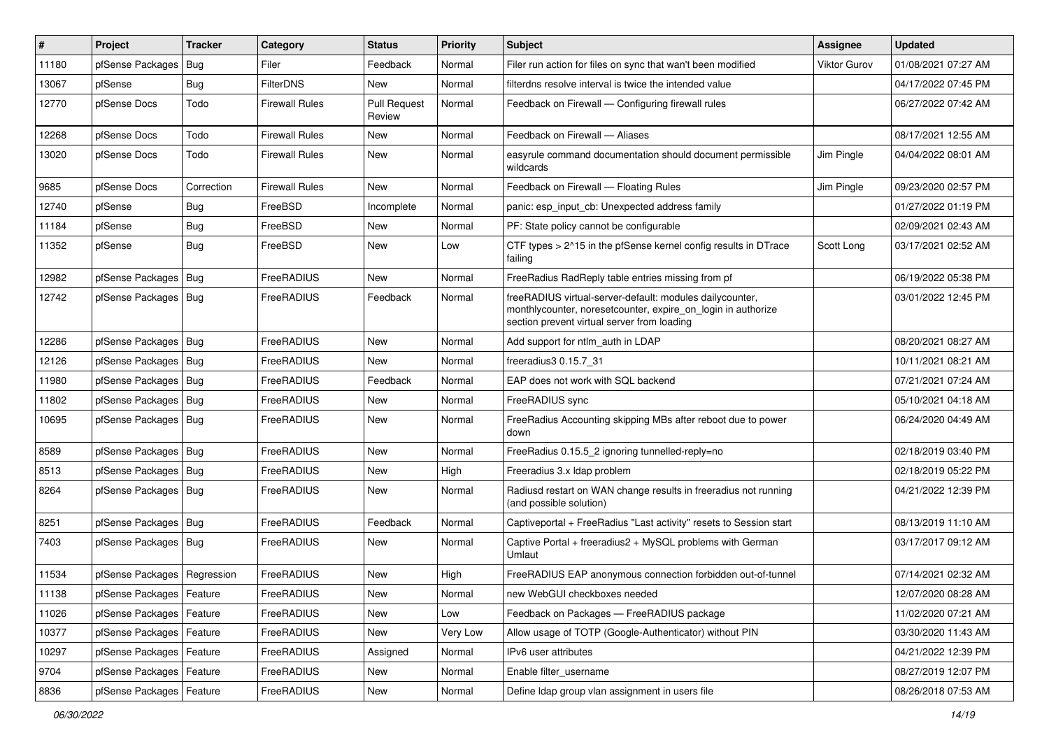| # | Project | Tracker | Category | Status | Priority | Subject | Assignee | Updated |
|---|---|---|---|---|---|---|---|---|
| 11180 | pfSense Packages | Bug | Filer | Feedback | Normal | Filer run action for files on sync that wan't been modified | Viktor Gurov | 01/08/2021 07:27 AM |
| 13067 | pfSense | Bug | FilterDNS | New | Normal | filterdns resolve interval is twice the intended value | | 04/17/2022 07:45 PM |
| 12770 | pfSense Docs | Todo | Firewall Rules | Pull Request Review | Normal | Feedback on Firewall — Configuring firewall rules | | 06/27/2022 07:42 AM |
| 12268 | pfSense Docs | Todo | Firewall Rules | New | Normal | Feedback on Firewall — Aliases | | 08/17/2021 12:55 AM |
| 13020 | pfSense Docs | Todo | Firewall Rules | New | Normal | easyrule command documentation should document permissible wildcards | Jim Pingle | 04/04/2022 08:01 AM |
| 9685 | pfSense Docs | Correction | Firewall Rules | New | Normal | Feedback on Firewall — Floating Rules | Jim Pingle | 09/23/2020 02:57 PM |
| 12740 | pfSense | Bug | FreeBSD | Incomplete | Normal | panic: esp_input_cb: Unexpected address family | | 01/27/2022 01:19 PM |
| 11184 | pfSense | Bug | FreeBSD | New | Normal | PF: State policy cannot be configurable | | 02/09/2021 02:43 AM |
| 11352 | pfSense | Bug | FreeBSD | New | Low | CTF types > 2^15 in the pfSense kernel config results in DTrace failing | Scott Long | 03/17/2021 02:52 AM |
| 12982 | pfSense Packages | Bug | FreeRADIUS | New | Normal | FreeRadius RadReply table entries missing from pf | | 06/19/2022 05:38 PM |
| 12742 | pfSense Packages | Bug | FreeRADIUS | Feedback | Normal | freeRADIUS virtual-server-default: modules dailycounter, monthlycounter, noresetcounter, expire_on_login in authorize section prevent virtual server from loading | | 03/01/2022 12:45 PM |
| 12286 | pfSense Packages | Bug | FreeRADIUS | New | Normal | Add support for ntlm_auth in LDAP | | 08/20/2021 08:27 AM |
| 12126 | pfSense Packages | Bug | FreeRADIUS | New | Normal | freeradius3 0.15.7_31 | | 10/11/2021 08:21 AM |
| 11980 | pfSense Packages | Bug | FreeRADIUS | Feedback | Normal | EAP does not work with SQL backend | | 07/21/2021 07:24 AM |
| 11802 | pfSense Packages | Bug | FreeRADIUS | New | Normal | FreeRADIUS sync | | 05/10/2021 04:18 AM |
| 10695 | pfSense Packages | Bug | FreeRADIUS | New | Normal | FreeRadius Accounting skipping MBs after reboot due to power down | | 06/24/2020 04:49 AM |
| 8589 | pfSense Packages | Bug | FreeRADIUS | New | Normal | FreeRadius 0.15.5_2 ignoring tunnelled-reply=no | | 02/18/2019 03:40 PM |
| 8513 | pfSense Packages | Bug | FreeRADIUS | New | High | Freeradius 3.x ldap problem | | 02/18/2019 05:22 PM |
| 8264 | pfSense Packages | Bug | FreeRADIUS | New | Normal | Radiusd restart on WAN change results in freeradius not running (and possible solution) | | 04/21/2022 12:39 PM |
| 8251 | pfSense Packages | Bug | FreeRADIUS | Feedback | Normal | Captiveportal + FreeRadius "Last activity" resets to Session start | | 08/13/2019 11:10 AM |
| 7403 | pfSense Packages | Bug | FreeRADIUS | New | Normal | Captive Portal + freeradius2 + MySQL problems with German Umlaut | | 03/17/2017 09:12 AM |
| 11534 | pfSense Packages | Regression | FreeRADIUS | New | High | FreeRADIUS EAP anonymous connection forbidden out-of-tunnel | | 07/14/2021 02:32 AM |
| 11138 | pfSense Packages | Feature | FreeRADIUS | New | Normal | new WebGUI checkboxes needed | | 12/07/2020 08:28 AM |
| 11026 | pfSense Packages | Feature | FreeRADIUS | New | Low | Feedback on Packages — FreeRADIUS package | | 11/02/2020 07:21 AM |
| 10377 | pfSense Packages | Feature | FreeRADIUS | New | Very Low | Allow usage of TOTP (Google-Authenticator) without PIN | | 03/30/2020 11:43 AM |
| 10297 | pfSense Packages | Feature | FreeRADIUS | Assigned | Normal | IPv6 user attributes | | 04/21/2022 12:39 PM |
| 9704 | pfSense Packages | Feature | FreeRADIUS | New | Normal | Enable filter_username | | 08/27/2019 12:07 PM |
| 8836 | pfSense Packages | Feature | FreeRADIUS | New | Normal | Define ldap group vlan assignment in users file | | 08/26/2018 07:53 AM |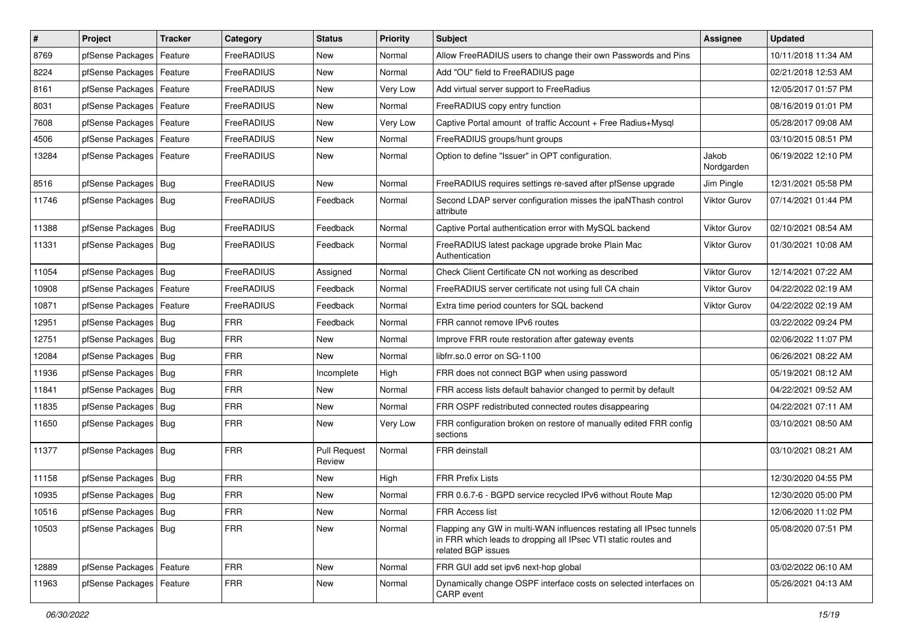| # | Project | Tracker | Category | Status | Priority | Subject | Assignee | Updated |
|---|---|---|---|---|---|---|---|---|
| 8769 | pfSense Packages | Feature | FreeRADIUS | New | Normal | Allow FreeRADIUS users to change their own Passwords and Pins | | 10/11/2018 11:34 AM |
| 8224 | pfSense Packages | Feature | FreeRADIUS | New | Normal | Add "OU" field to FreeRADIUS page | | 02/21/2018 12:53 AM |
| 8161 | pfSense Packages | Feature | FreeRADIUS | New | Very Low | Add virtual server support to FreeRadius | | 12/05/2017 01:57 PM |
| 8031 | pfSense Packages | Feature | FreeRADIUS | New | Normal | FreeRADIUS copy entry function | | 08/16/2019 01:01 PM |
| 7608 | pfSense Packages | Feature | FreeRADIUS | New | Very Low | Captive Portal amount of traffic Account + Free Radius+Mysql | | 05/28/2017 09:08 AM |
| 4506 | pfSense Packages | Feature | FreeRADIUS | New | Normal | FreeRADIUS groups/hunt groups | | 03/10/2015 08:51 PM |
| 13284 | pfSense Packages | Feature | FreeRADIUS | New | Normal | Option to define "Issuer" in OPT configuration. | Jakob Nordgarden | 06/19/2022 12:10 PM |
| 8516 | pfSense Packages | Bug | FreeRADIUS | New | Normal | FreeRADIUS requires settings re-saved after pfSense upgrade | Jim Pingle | 12/31/2021 05:58 PM |
| 11746 | pfSense Packages | Bug | FreeRADIUS | Feedback | Normal | Second LDAP server configuration misses the ipaNThash control attribute | Viktor Gurov | 07/14/2021 01:44 PM |
| 11388 | pfSense Packages | Bug | FreeRADIUS | Feedback | Normal | Captive Portal authentication error with MySQL backend | Viktor Gurov | 02/10/2021 08:54 AM |
| 11331 | pfSense Packages | Bug | FreeRADIUS | Feedback | Normal | FreeRADIUS latest package upgrade broke Plain Mac Authentication | Viktor Gurov | 01/30/2021 10:08 AM |
| 11054 | pfSense Packages | Bug | FreeRADIUS | Assigned | Normal | Check Client Certificate CN not working as described | Viktor Gurov | 12/14/2021 07:22 AM |
| 10908 | pfSense Packages | Feature | FreeRADIUS | Feedback | Normal | FreeRADIUS server certificate not using full CA chain | Viktor Gurov | 04/22/2022 02:19 AM |
| 10871 | pfSense Packages | Feature | FreeRADIUS | Feedback | Normal | Extra time period counters for SQL backend | Viktor Gurov | 04/22/2022 02:19 AM |
| 12951 | pfSense Packages | Bug | FRR | Feedback | Normal | FRR cannot remove IPv6 routes | | 03/22/2022 09:24 PM |
| 12751 | pfSense Packages | Bug | FRR | New | Normal | Improve FRR route restoration after gateway events | | 02/06/2022 11:07 PM |
| 12084 | pfSense Packages | Bug | FRR | New | Normal | libfrr.so.0 error on SG-1100 | | 06/26/2021 08:22 AM |
| 11936 | pfSense Packages | Bug | FRR | Incomplete | High | FRR does not connect BGP when using password | | 05/19/2021 08:12 AM |
| 11841 | pfSense Packages | Bug | FRR | New | Normal | FRR access lists default bahavior changed to permit by default | | 04/22/2021 09:52 AM |
| 11835 | pfSense Packages | Bug | FRR | New | Normal | FRR OSPF redistributed connected routes disappearing | | 04/22/2021 07:11 AM |
| 11650 | pfSense Packages | Bug | FRR | New | Very Low | FRR configuration broken on restore of manually edited FRR config sections | | 03/10/2021 08:50 AM |
| 11377 | pfSense Packages | Bug | FRR | Pull Request Review | Normal | FRR deinstall | | 03/10/2021 08:21 AM |
| 11158 | pfSense Packages | Bug | FRR | New | High | FRR Prefix Lists | | 12/30/2020 04:55 PM |
| 10935 | pfSense Packages | Bug | FRR | New | Normal | FRR 0.6.7-6 - BGPD service recycled IPv6 without Route Map | | 12/30/2020 05:00 PM |
| 10516 | pfSense Packages | Bug | FRR | New | Normal | FRR Access list | | 12/06/2020 11:02 PM |
| 10503 | pfSense Packages | Bug | FRR | New | Normal | Flapping any GW in multi-WAN influences restating all IPsec tunnels in FRR which leads to dropping all IPsec VTI static routes and related BGP issues | | 05/08/2020 07:51 PM |
| 12889 | pfSense Packages | Feature | FRR | New | Normal | FRR GUI add set ipv6 next-hop global | | 03/02/2022 06:10 AM |
| 11963 | pfSense Packages | Feature | FRR | New | Normal | Dynamically change OSPF interface costs on selected interfaces on CARP event | | 05/26/2021 04:13 AM |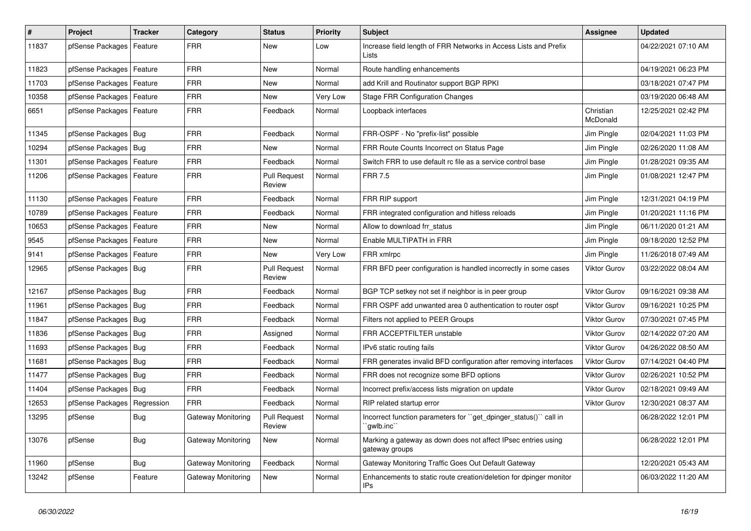| # | Project | Tracker | Category | Status | Priority | Subject | Assignee | Updated |
|---|---|---|---|---|---|---|---|---|
| 11837 | pfSense Packages | Feature | FRR | New | Low | Increase field length of FRR Networks in Access Lists and Prefix Lists | | 04/22/2021 07:10 AM |
| 11823 | pfSense Packages | Feature | FRR | New | Normal | Route handling enhancements | | 04/19/2021 06:23 PM |
| 11703 | pfSense Packages | Feature | FRR | New | Normal | add Krill and Routinator support BGP RPKI | | 03/18/2021 07:47 PM |
| 10358 | pfSense Packages | Feature | FRR | New | Very Low | Stage FRR Configuration Changes | | 03/19/2020 06:48 AM |
| 6651 | pfSense Packages | Feature | FRR | Feedback | Normal | Loopback interfaces | Christian McDonald | 12/25/2021 02:42 PM |
| 11345 | pfSense Packages | Bug | FRR | Feedback | Normal | FRR-OSPF - No "prefix-list" possible | Jim Pingle | 02/04/2021 11:03 PM |
| 10294 | pfSense Packages | Bug | FRR | New | Normal | FRR Route Counts Incorrect on Status Page | Jim Pingle | 02/26/2020 11:08 AM |
| 11301 | pfSense Packages | Feature | FRR | Feedback | Normal | Switch FRR to use default rc file as a service control base | Jim Pingle | 01/28/2021 09:35 AM |
| 11206 | pfSense Packages | Feature | FRR | Pull Request Review | Normal | FRR 7.5 | Jim Pingle | 01/08/2021 12:47 PM |
| 11130 | pfSense Packages | Feature | FRR | Feedback | Normal | FRR RIP support | Jim Pingle | 12/31/2021 04:19 PM |
| 10789 | pfSense Packages | Feature | FRR | Feedback | Normal | FRR integrated configuration and hitless reloads | Jim Pingle | 01/20/2021 11:16 PM |
| 10653 | pfSense Packages | Feature | FRR | New | Normal | Allow to download frr_status | Jim Pingle | 06/11/2020 01:21 AM |
| 9545 | pfSense Packages | Feature | FRR | New | Normal | Enable MULTIPATH in FRR | Jim Pingle | 09/18/2020 12:52 PM |
| 9141 | pfSense Packages | Feature | FRR | New | Very Low | FRR xmlrpc | Jim Pingle | 11/26/2018 07:49 AM |
| 12965 | pfSense Packages | Bug | FRR | Pull Request Review | Normal | FRR BFD peer configuration is handled incorrectly in some cases | Viktor Gurov | 03/22/2022 08:04 AM |
| 12167 | pfSense Packages | Bug | FRR | Feedback | Normal | BGP TCP setkey not set if neighbor is in peer group | Viktor Gurov | 09/16/2021 09:38 AM |
| 11961 | pfSense Packages | Bug | FRR | Feedback | Normal | FRR OSPF add unwanted area 0 authentication to router ospf | Viktor Gurov | 09/16/2021 10:25 PM |
| 11847 | pfSense Packages | Bug | FRR | Feedback | Normal | Filters not applied to PEER Groups | Viktor Gurov | 07/30/2021 07:45 PM |
| 11836 | pfSense Packages | Bug | FRR | Assigned | Normal | FRR ACCEPTFILTER unstable | Viktor Gurov | 02/14/2022 07:20 AM |
| 11693 | pfSense Packages | Bug | FRR | Feedback | Normal | IPv6 static routing fails | Viktor Gurov | 04/26/2022 08:50 AM |
| 11681 | pfSense Packages | Bug | FRR | Feedback | Normal | FRR generates invalid BFD configuration after removing interfaces | Viktor Gurov | 07/14/2021 04:40 PM |
| 11477 | pfSense Packages | Bug | FRR | Feedback | Normal | FRR does not recognize some BFD options | Viktor Gurov | 02/26/2021 10:52 PM |
| 11404 | pfSense Packages | Bug | FRR | Feedback | Normal | Incorrect prefix/access lists migration on update | Viktor Gurov | 02/18/2021 09:49 AM |
| 12653 | pfSense Packages | Regression | FRR | Feedback | Normal | RIP related startup error | Viktor Gurov | 12/30/2021 08:37 AM |
| 13295 | pfSense | Bug | Gateway Monitoring | Pull Request Review | Normal | Incorrect function parameters for ``get_dpinger_status()`` call in ``gwlb.inc`` | | 06/28/2022 12:01 PM |
| 13076 | pfSense | Bug | Gateway Monitoring | New | Normal | Marking a gateway as down does not affect IPsec entries using gateway groups | | 06/28/2022 12:01 PM |
| 11960 | pfSense | Bug | Gateway Monitoring | Feedback | Normal | Gateway Monitoring Traffic Goes Out Default Gateway | | 12/20/2021 05:43 AM |
| 13242 | pfSense | Feature | Gateway Monitoring | New | Normal | Enhancements to static route creation/deletion for dpinger monitor IPs | | 06/03/2022 11:20 AM |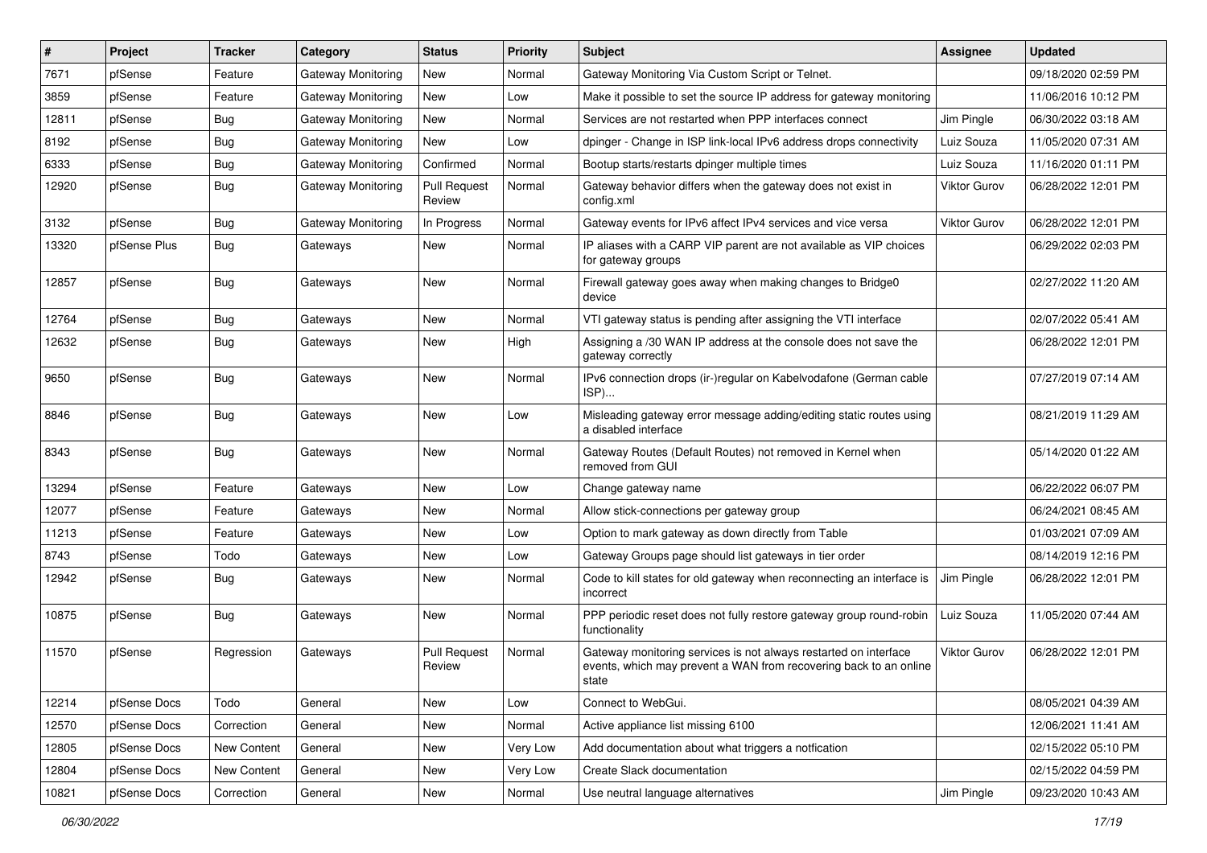| # | Project | Tracker | Category | Status | Priority | Subject | Assignee | Updated |
|---|---|---|---|---|---|---|---|---|
| 7671 | pfSense | Feature | Gateway Monitoring | New | Normal | Gateway Monitoring Via Custom Script or Telnet. | | 09/18/2020 02:59 PM |
| 3859 | pfSense | Feature | Gateway Monitoring | New | Low | Make it possible to set the source IP address for gateway monitoring | | 11/06/2016 10:12 PM |
| 12811 | pfSense | Bug | Gateway Monitoring | New | Normal | Services are not restarted when PPP interfaces connect | Jim Pingle | 06/30/2022 03:18 AM |
| 8192 | pfSense | Bug | Gateway Monitoring | New | Low | dpinger - Change in ISP link-local IPv6 address drops connectivity | Luiz Souza | 11/05/2020 07:31 AM |
| 6333 | pfSense | Bug | Gateway Monitoring | Confirmed | Normal | Bootup starts/restarts dpinger multiple times | Luiz Souza | 11/16/2020 01:11 PM |
| 12920 | pfSense | Bug | Gateway Monitoring | Pull Request Review | Normal | Gateway behavior differs when the gateway does not exist in config.xml | Viktor Gurov | 06/28/2022 12:01 PM |
| 3132 | pfSense | Bug | Gateway Monitoring | In Progress | Normal | Gateway events for IPv6 affect IPv4 services and vice versa | Viktor Gurov | 06/28/2022 12:01 PM |
| 13320 | pfSense Plus | Bug | Gateways | New | Normal | IP aliases with a CARP VIP parent are not available as VIP choices for gateway groups | | 06/29/2022 02:03 PM |
| 12857 | pfSense | Bug | Gateways | New | Normal | Firewall gateway goes away when making changes to Bridge0 device | | 02/27/2022 11:20 AM |
| 12764 | pfSense | Bug | Gateways | New | Normal | VTI gateway status is pending after assigning the VTI interface | | 02/07/2022 05:41 AM |
| 12632 | pfSense | Bug | Gateways | New | High | Assigning a /30 WAN IP address at the console does not save the gateway correctly | | 06/28/2022 12:01 PM |
| 9650 | pfSense | Bug | Gateways | New | Normal | IPv6 connection drops (ir-)regular on Kabelvodafone (German cable ISP)... | | 07/27/2019 07:14 AM |
| 8846 | pfSense | Bug | Gateways | New | Low | Misleading gateway error message adding/editing static routes using a disabled interface | | 08/21/2019 11:29 AM |
| 8343 | pfSense | Bug | Gateways | New | Normal | Gateway Routes (Default Routes) not removed in Kernel when removed from GUI | | 05/14/2020 01:22 AM |
| 13294 | pfSense | Feature | Gateways | New | Low | Change gateway name | | 06/22/2022 06:07 PM |
| 12077 | pfSense | Feature | Gateways | New | Normal | Allow stick-connections per gateway group | | 06/24/2021 08:45 AM |
| 11213 | pfSense | Feature | Gateways | New | Low | Option to mark gateway as down directly from Table | | 01/03/2021 07:09 AM |
| 8743 | pfSense | Todo | Gateways | New | Low | Gateway Groups page should list gateways in tier order | | 08/14/2019 12:16 PM |
| 12942 | pfSense | Bug | Gateways | New | Normal | Code to kill states for old gateway when reconnecting an interface is incorrect | Jim Pingle | 06/28/2022 12:01 PM |
| 10875 | pfSense | Bug | Gateways | New | Normal | PPP periodic reset does not fully restore gateway group round-robin functionality | Luiz Souza | 11/05/2020 07:44 AM |
| 11570 | pfSense | Regression | Gateways | Pull Request Review | Normal | Gateway monitoring services is not always restarted on interface events, which may prevent a WAN from recovering back to an online state | Viktor Gurov | 06/28/2022 12:01 PM |
| 12214 | pfSense Docs | Todo | General | New | Low | Connect to WebGui. | | 08/05/2021 04:39 AM |
| 12570 | pfSense Docs | Correction | General | New | Normal | Active appliance list missing 6100 | | 12/06/2021 11:41 AM |
| 12805 | pfSense Docs | New Content | General | New | Very Low | Add documentation about what triggers a notfication | | 02/15/2022 05:10 PM |
| 12804 | pfSense Docs | New Content | General | New | Very Low | Create Slack documentation | | 02/15/2022 04:59 PM |
| 10821 | pfSense Docs | Correction | General | New | Normal | Use neutral language alternatives | Jim Pingle | 09/23/2020 10:43 AM |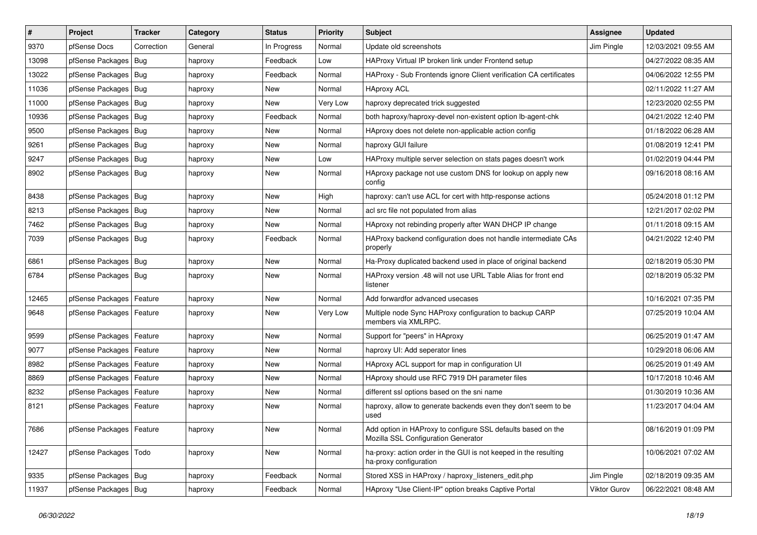| # | Project | Tracker | Category | Status | Priority | Subject | Assignee | Updated |
|---|---|---|---|---|---|---|---|---|
| 9370 | pfSense Docs | Correction | General | In Progress | Normal | Update old screenshots | Jim Pingle | 12/03/2021 09:55 AM |
| 13098 | pfSense Packages | Bug | haproxy | Feedback | Low | HAProxy Virtual IP broken link under Frontend setup | | 04/27/2022 08:35 AM |
| 13022 | pfSense Packages | Bug | haproxy | Feedback | Normal | HAProxy - Sub Frontends ignore Client verification CA certificates | | 04/06/2022 12:55 PM |
| 11036 | pfSense Packages | Bug | haproxy | New | Normal | HAproxy ACL | | 02/11/2022 11:27 AM |
| 11000 | pfSense Packages | Bug | haproxy | New | Very Low | haproxy deprecated trick suggested | | 12/23/2020 02:55 PM |
| 10936 | pfSense Packages | Bug | haproxy | Feedback | Normal | both haproxy/haproxy-devel non-existent option lb-agent-chk | | 04/21/2022 12:40 PM |
| 9500 | pfSense Packages | Bug | haproxy | New | Normal | HAproxy does not delete non-applicable action config | | 01/18/2022 06:28 AM |
| 9261 | pfSense Packages | Bug | haproxy | New | Normal | haproxy GUI failure | | 01/08/2019 12:41 PM |
| 9247 | pfSense Packages | Bug | haproxy | New | Low | HAProxy multiple server selection on stats pages doesn't work | | 01/02/2019 04:44 PM |
| 8902 | pfSense Packages | Bug | haproxy | New | Normal | HAproxy package not use custom DNS for lookup on apply new config | | 09/16/2018 08:16 AM |
| 8438 | pfSense Packages | Bug | haproxy | New | High | haproxy: can't use ACL for cert with http-response actions | | 05/24/2018 01:12 PM |
| 8213 | pfSense Packages | Bug | haproxy | New | Normal | acl src file not populated from alias | | 12/21/2017 02:02 PM |
| 7462 | pfSense Packages | Bug | haproxy | New | Normal | HAproxy not rebinding properly after WAN DHCP IP change | | 01/11/2018 09:15 AM |
| 7039 | pfSense Packages | Bug | haproxy | Feedback | Normal | HAProxy backend configuration does not handle intermediate CAs properly | | 04/21/2022 12:40 PM |
| 6861 | pfSense Packages | Bug | haproxy | New | Normal | Ha-Proxy duplicated backend used in place of original backend | | 02/18/2019 05:30 PM |
| 6784 | pfSense Packages | Bug | haproxy | New | Normal | HAProxy version .48 will not use URL Table Alias for front end listener | | 02/18/2019 05:32 PM |
| 12465 | pfSense Packages | Feature | haproxy | New | Normal | Add forwardfor advanced usecases | | 10/16/2021 07:35 PM |
| 9648 | pfSense Packages | Feature | haproxy | New | Very Low | Multiple node Sync HAProxy configuration to backup CARP members via XMLRPC. | | 07/25/2019 10:04 AM |
| 9599 | pfSense Packages | Feature | haproxy | New | Normal | Support for "peers" in HAproxy | | 06/25/2019 01:47 AM |
| 9077 | pfSense Packages | Feature | haproxy | New | Normal | haproxy UI: Add seperator lines | | 10/29/2018 06:06 AM |
| 8982 | pfSense Packages | Feature | haproxy | New | Normal | HAproxy ACL support for map in configuration UI | | 06/25/2019 01:49 AM |
| 8869 | pfSense Packages | Feature | haproxy | New | Normal | HAproxy should use RFC 7919 DH parameter files | | 10/17/2018 10:46 AM |
| 8232 | pfSense Packages | Feature | haproxy | New | Normal | different ssl options based on the sni name | | 01/30/2019 10:36 AM |
| 8121 | pfSense Packages | Feature | haproxy | New | Normal | haproxy, allow to generate backends even they don't seem to be used | | 11/23/2017 04:04 AM |
| 7686 | pfSense Packages | Feature | haproxy | New | Normal | Add option in HAProxy to configure SSL defaults based on the Mozilla SSL Configuration Generator | | 08/16/2019 01:09 PM |
| 12427 | pfSense Packages | Todo | haproxy | New | Normal | ha-proxy: action order in the GUI is not keeped in the resulting ha-proxy configuration | | 10/06/2021 07:02 AM |
| 9335 | pfSense Packages | Bug | haproxy | Feedback | Normal | Stored XSS in HAProxy / haproxy_listeners_edit.php | Jim Pingle | 02/18/2019 09:35 AM |
| 11937 | pfSense Packages | Bug | haproxy | Feedback | Normal | HAproxy "Use Client-IP" option breaks Captive Portal | Viktor Gurov | 06/22/2021 08:48 AM |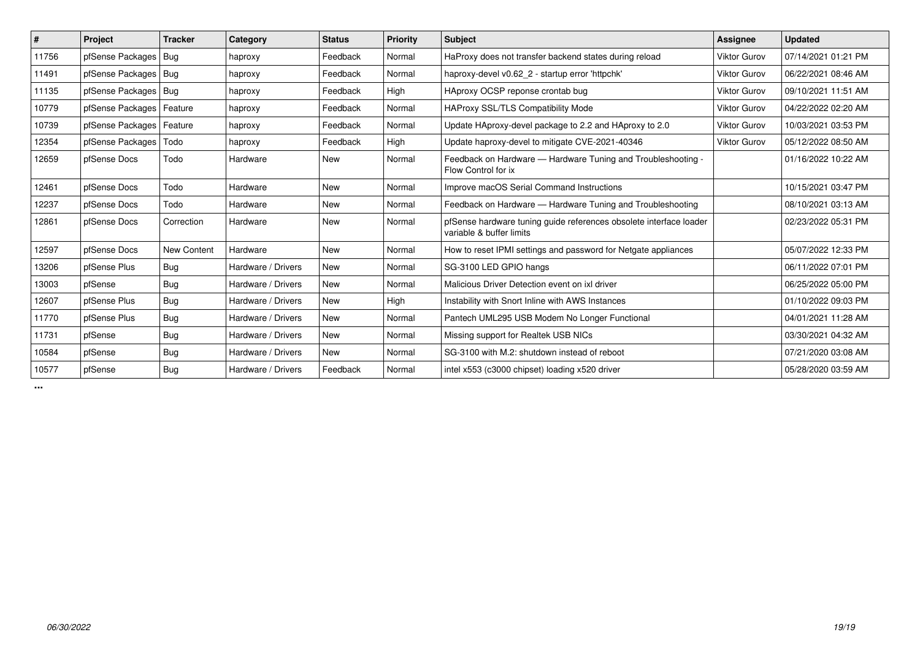| # | Project | Tracker | Category | Status | Priority | Subject | Assignee | Updated |
|---|---|---|---|---|---|---|---|---|
| 11756 | pfSense Packages | Bug | haproxy | Feedback | Normal | HaProxy does not transfer backend states during reload | Viktor Gurov | 07/14/2021 01:21 PM |
| 11491 | pfSense Packages | Bug | haproxy | Feedback | Normal | haproxy-devel v0.62_2 - startup error 'httpchk' | Viktor Gurov | 06/22/2021 08:46 AM |
| 11135 | pfSense Packages | Bug | haproxy | Feedback | High | HAproxy OCSP reponse crontab bug | Viktor Gurov | 09/10/2021 11:51 AM |
| 10779 | pfSense Packages | Feature | haproxy | Feedback | Normal | HAProxy SSL/TLS Compatibility Mode | Viktor Gurov | 04/22/2022 02:20 AM |
| 10739 | pfSense Packages | Feature | haproxy | Feedback | Normal | Update HAproxy-devel package to 2.2 and HAproxy to 2.0 | Viktor Gurov | 10/03/2021 03:53 PM |
| 12354 | pfSense Packages | Todo | haproxy | Feedback | High | Update haproxy-devel to mitigate CVE-2021-40346 | Viktor Gurov | 05/12/2022 08:50 AM |
| 12659 | pfSense Docs | Todo | Hardware | New | Normal | Feedback on Hardware — Hardware Tuning and Troubleshooting - Flow Control for ix | | 01/16/2022 10:22 AM |
| 12461 | pfSense Docs | Todo | Hardware | New | Normal | Improve macOS Serial Command Instructions | | 10/15/2021 03:47 PM |
| 12237 | pfSense Docs | Todo | Hardware | New | Normal | Feedback on Hardware — Hardware Tuning and Troubleshooting | | 08/10/2021 03:13 AM |
| 12861 | pfSense Docs | Correction | Hardware | New | Normal | pfSense hardware tuning guide references obsolete interface loader variable & buffer limits | | 02/23/2022 05:31 PM |
| 12597 | pfSense Docs | New Content | Hardware | New | Normal | How to reset IPMI settings and password for Netgate appliances | | 05/07/2022 12:33 PM |
| 13206 | pfSense Plus | Bug | Hardware / Drivers | New | Normal | SG-3100 LED GPIO hangs | | 06/11/2022 07:01 PM |
| 13003 | pfSense | Bug | Hardware / Drivers | New | Normal | Malicious Driver Detection event on ixl driver | | 06/25/2022 05:00 PM |
| 12607 | pfSense Plus | Bug | Hardware / Drivers | New | High | Instability with Snort Inline with AWS Instances | | 01/10/2022 09:03 PM |
| 11770 | pfSense Plus | Bug | Hardware / Drivers | New | Normal | Pantech UML295 USB Modem No Longer Functional | | 04/01/2021 11:28 AM |
| 11731 | pfSense | Bug | Hardware / Drivers | New | Normal | Missing support for Realtek USB NICs | | 03/30/2021 04:32 AM |
| 10584 | pfSense | Bug | Hardware / Drivers | New | Normal | SG-3100 with M.2: shutdown instead of reboot | | 07/21/2020 03:08 AM |
| 10577 | pfSense | Bug | Hardware / Drivers | Feedback | Normal | intel x553 (c3000 chipset) loading x520 driver | | 05/28/2020 03:59 AM |

...